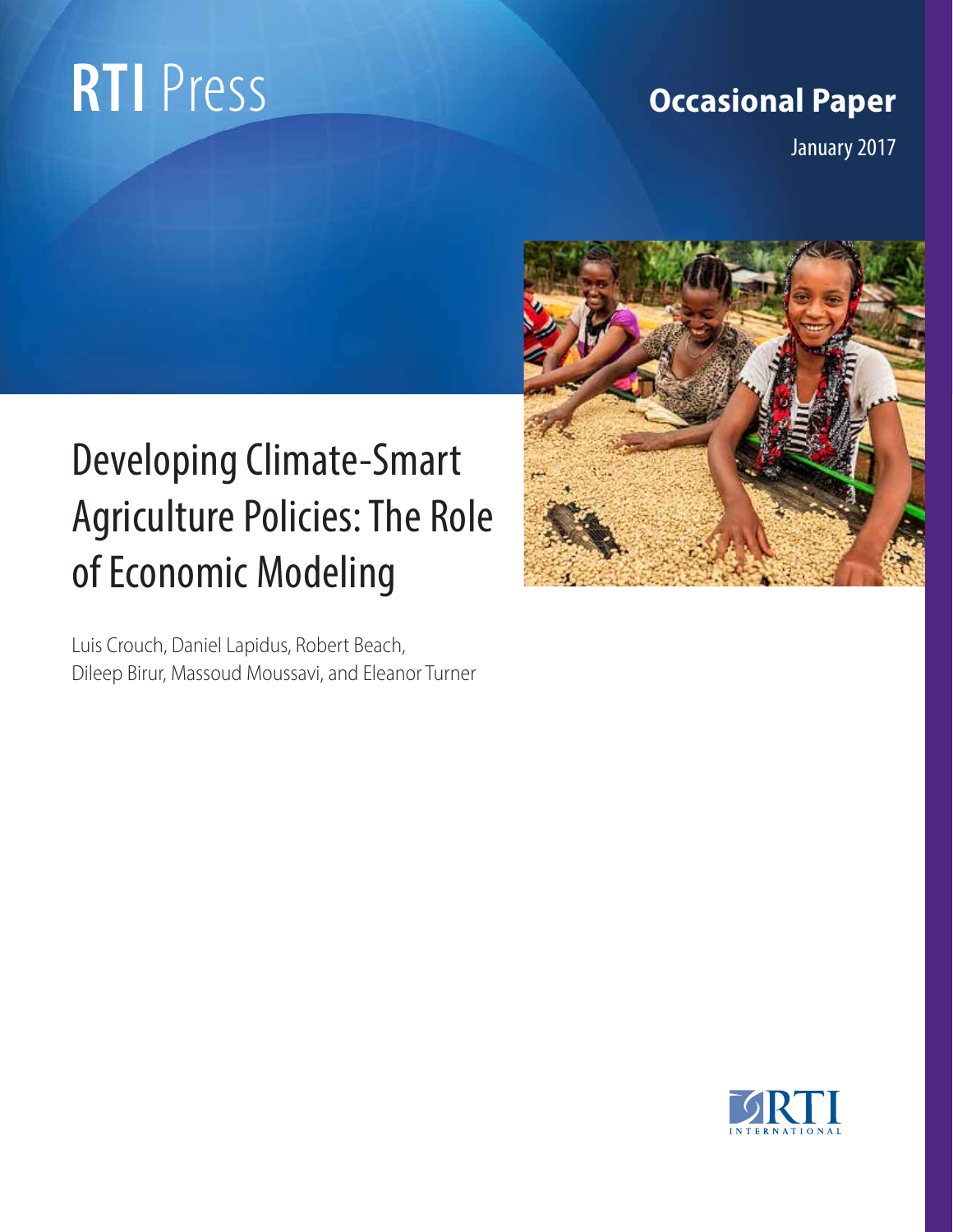RTI Press

**Occasional Paper**

January 2017

# Developing Climate-Smart Agriculture Policies: The Role of Economic Modeling

Luis Crouch, Daniel Lapidus, Robert Beach, Dileep Birur, Massoud Moussavi, and Eleanor Turner

RTI INTERNATIONAL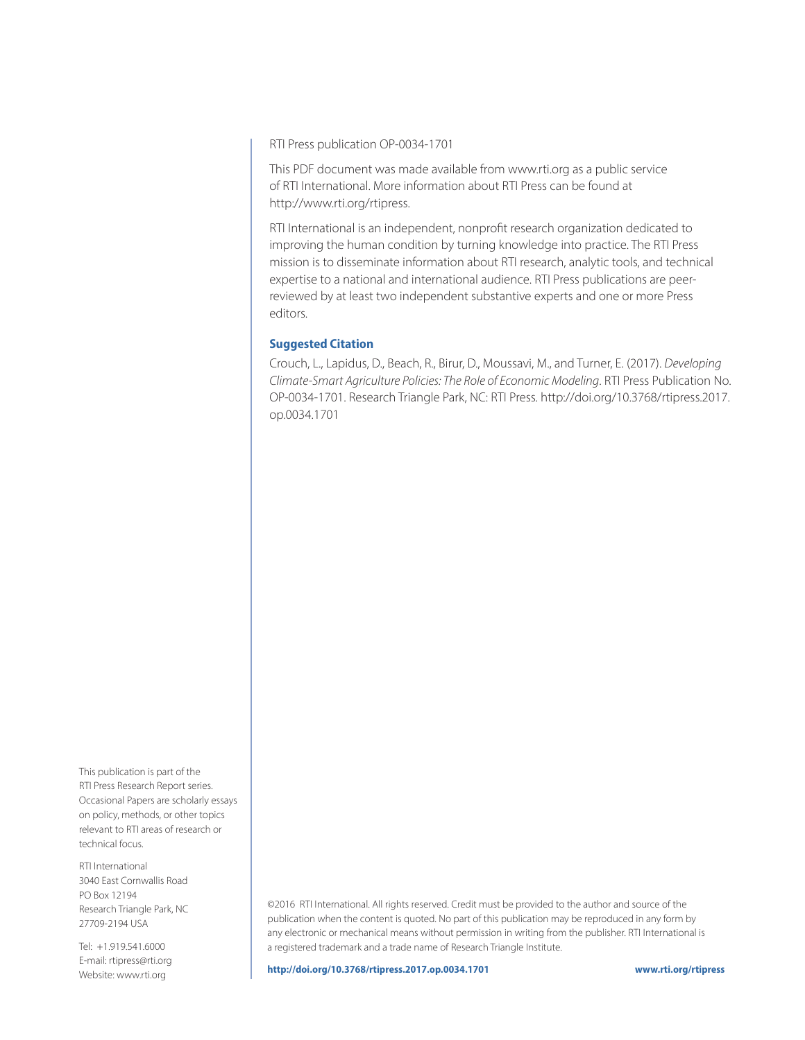RTI Press publication OP-0034-1701

This PDF document was made available from www.rti.org as a public service of RTI International. More information about RTI Press can be found at http://www.rti.org/rtipress.

RTI International is an independent, nonprofit research organization dedicated to improving the human condition by turning knowledge into practice. The RTI Press mission is to disseminate information about RTI research, analytic tools, and technical expertise to a national and international audience. RTI Press publications are peer-reviewed by at least two independent substantive experts and one or more Press editors.

**Suggested Citation**

Crouch, L., Lapidus, D., Beach, R., Birur, D., Moussavi, M., and Turner, E. (2017). *Developing Climate-Smart Agriculture Policies: The Role of Economic Modeling*. RTI Press Publication No. OP-0034-1701. Research Triangle Park, NC: RTI Press. http://doi.org/10.3768/rtipress.2017.op.0034.1701

This publication is part of the RTI Press Research Report series. Occasional Papers are scholarly essays on policy, methods, or other topics relevant to RTI areas of research or technical focus.

RTI International
3040 East Cornwallis Road
PO Box 12194
Research Triangle Park, NC
27709-2194 USA

Tel: +1.919.541.6000
E-mail: rtipress@rti.org
Website: www.rti.org

©2016 RTI International. All rights reserved. Credit must be provided to the author and source of the publication when the content is quoted. No part of this publication may be reproduced in any form by any electronic or mechanical means without permission in writing from the publisher. RTI International is a registered trademark and a trade name of Research Triangle Institute.

**http://doi.org/10.3768/rtipress.2017.op.0034.1701** **www.rti.org/rtipress**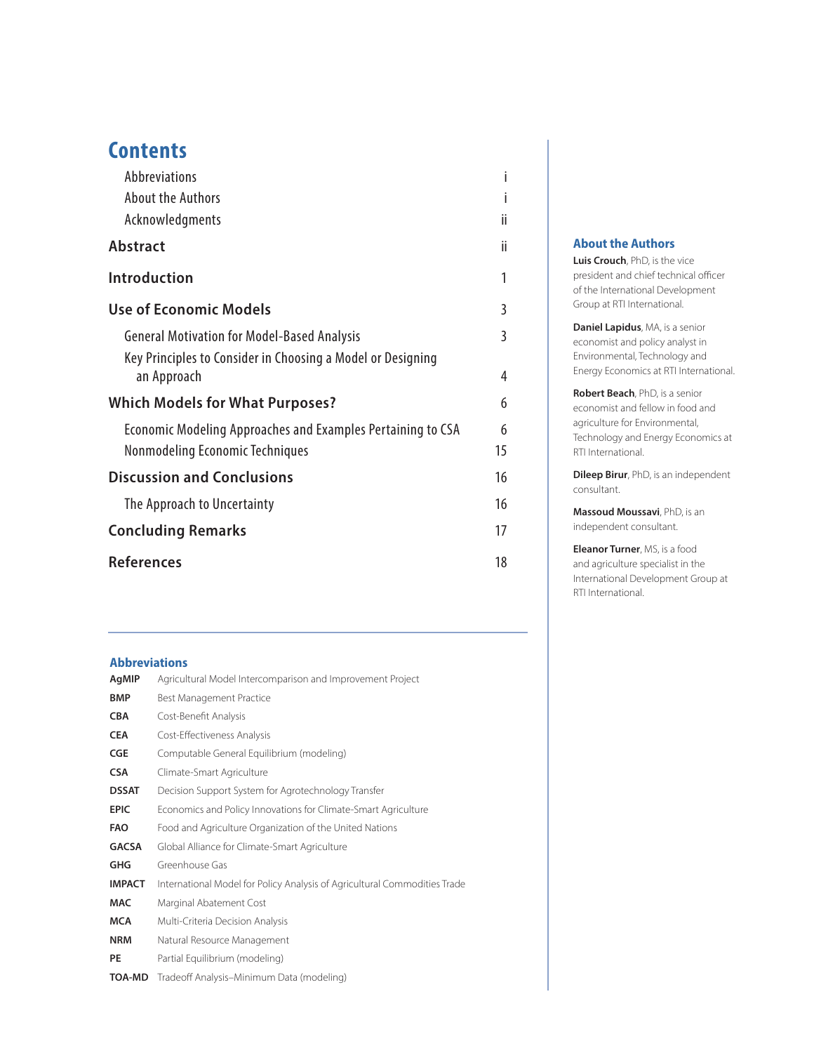# Contents

| | |
|---|---|
| Abbreviations | i |
| About the Authors | i |
| Acknowledgments | ii |
| **Abstract** | ii |
| **Introduction** | 1 |
| **Use of Economic Models** | 3 |
| General Motivation for Model-Based Analysis | 3 |
| Key Principles to Consider in Choosing a Model or Designing an Approach | 4 |
| **Which Models for What Purposes?** | 6 |
| Economic Modeling Approaches and Examples Pertaining to CSA | 6 |
| Nonmodeling Economic Techniques | 15 |
| **Discussion and Conclusions** | 16 |
| The Approach to Uncertainty | 16 |
| **Concluding Remarks** | 17 |
| **References** | 18 |

## Abbreviations

| | |
|---|---|
| **AgMIP** | Agricultural Model Intercomparison and Improvement Project |
| **BMP** | Best Management Practice |
| **CBA** | Cost-Benefit Analysis |
| **CEA** | Cost-Effectiveness Analysis |
| **CGE** | Computable General Equilibrium (modeling) |
| **CSA** | Climate-Smart Agriculture |
| **DSSAT** | Decision Support System for Agrotechnology Transfer |
| **EPIC** | Economics and Policy Innovations for Climate-Smart Agriculture |
| **FAO** | Food and Agriculture Organization of the United Nations |
| **GACSA** | Global Alliance for Climate-Smart Agriculture |
| **GHG** | Greenhouse Gas |
| **IMPACT** | International Model for Policy Analysis of Agricultural Commodities Trade |
| **MAC** | Marginal Abatement Cost |
| **MCA** | Multi-Criteria Decision Analysis |
| **NRM** | Natural Resource Management |
| **PE** | Partial Equilibrium (modeling) |
| **TOA-MD** | Tradeoff Analysis–Minimum Data (modeling) |

## About the Authors

**Luis Crouch**, PhD, is the vice president and chief technical officer of the International Development Group at RTI International.

**Daniel Lapidus**, MA, is a senior economist and policy analyst in Environmental, Technology and Energy Economics at RTI International.

**Robert Beach**, PhD, is a senior economist and fellow in food and agriculture for Environmental, Technology and Energy Economics at RTI International.

**Dileep Birur**, PhD, is an independent consultant.

**Massoud Moussavi**, PhD, is an independent consultant.

**Eleanor Turner**, MS, is a food and agriculture specialist in the International Development Group at RTI International.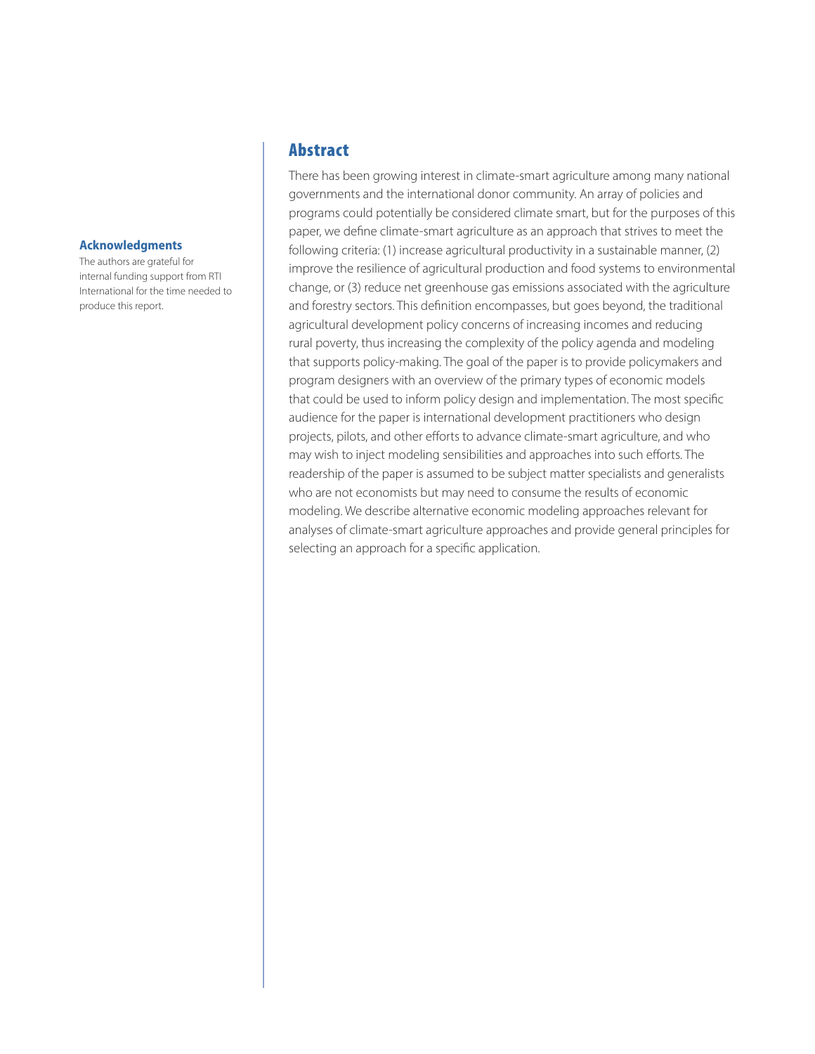## Abstract

There has been growing interest in climate-smart agriculture among many national governments and the international donor community. An array of policies and programs could potentially be considered climate smart, but for the purposes of this paper, we define climate-smart agriculture as an approach that strives to meet the following criteria: (1) increase agricultural productivity in a sustainable manner, (2) improve the resilience of agricultural production and food systems to environmental change, or (3) reduce net greenhouse gas emissions associated with the agriculture and forestry sectors. This definition encompasses, but goes beyond, the traditional agricultural development policy concerns of increasing incomes and reducing rural poverty, thus increasing the complexity of the policy agenda and modeling that supports policy-making. The goal of the paper is to provide policymakers and program designers with an overview of the primary types of economic models that could be used to inform policy design and implementation. The most specific audience for the paper is international development practitioners who design projects, pilots, and other efforts to advance climate-smart agriculture, and who may wish to inject modeling sensibilities and approaches into such efforts. The readership of the paper is assumed to be subject matter specialists and generalists who are not economists but may need to consume the results of economic modeling. We describe alternative economic modeling approaches relevant for analyses of climate-smart agriculture approaches and provide general principles for selecting an approach for a specific application.

### Acknowledgments

The authors are grateful for internal funding support from RTI International for the time needed to produce this report.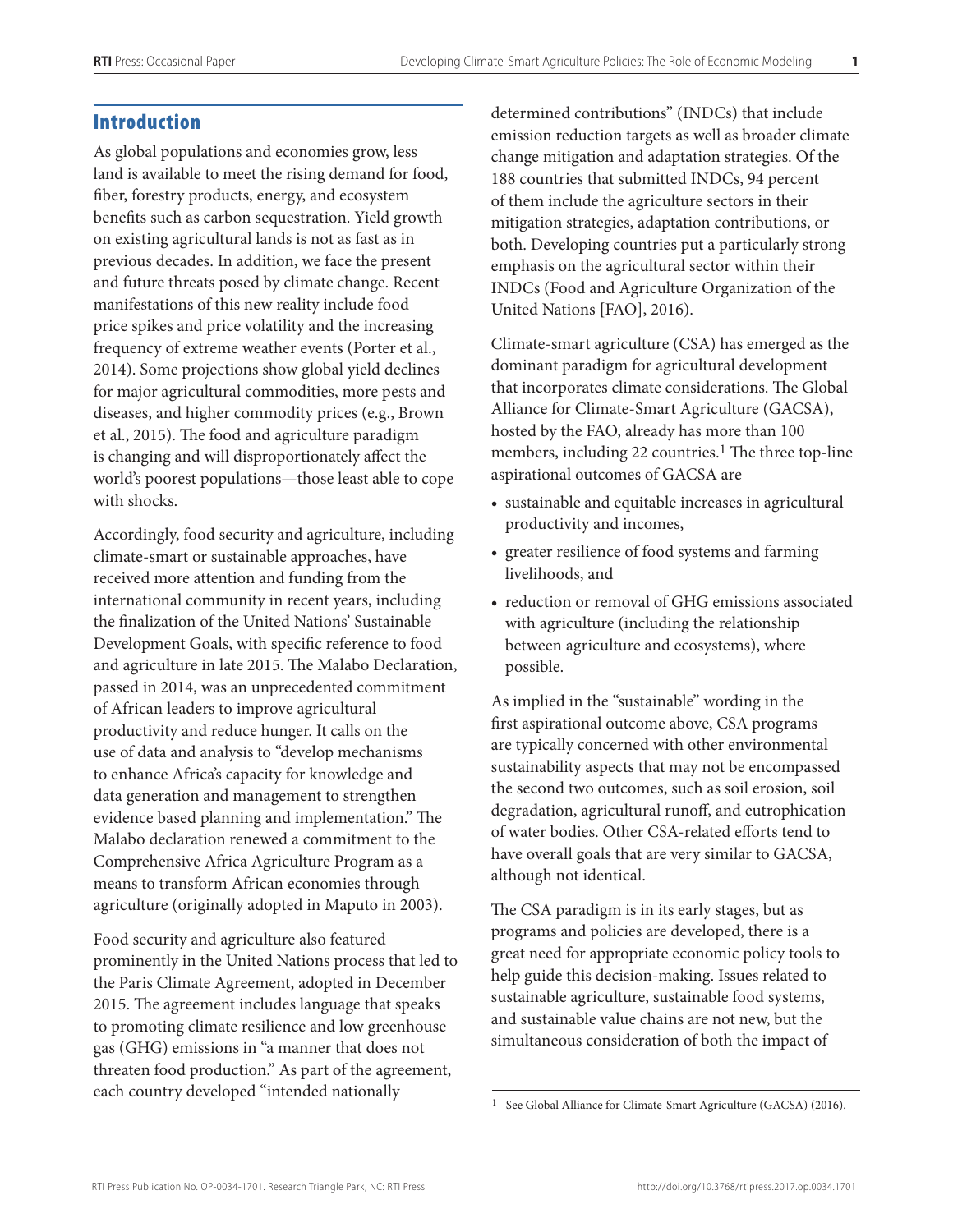## Introduction

As global populations and economies grow, less land is available to meet the rising demand for food, fiber, forestry products, energy, and ecosystem benefits such as carbon sequestration. Yield growth on existing agricultural lands is not as fast as in previous decades. In addition, we face the present and future threats posed by climate change. Recent manifestations of this new reality include food price spikes and price volatility and the increasing frequency of extreme weather events (Porter et al., 2014). Some projections show global yield declines for major agricultural commodities, more pests and diseases, and higher commodity prices (e.g., Brown et al., 2015). The food and agriculture paradigm is changing and will disproportionately affect the world's poorest populations—those least able to cope with shocks.

Accordingly, food security and agriculture, including climate-smart or sustainable approaches, have received more attention and funding from the international community in recent years, including the finalization of the United Nations' Sustainable Development Goals, with specific reference to food and agriculture in late 2015. The Malabo Declaration, passed in 2014, was an unprecedented commitment of African leaders to improve agricultural productivity and reduce hunger. It calls on the use of data and analysis to "develop mechanisms to enhance Africa's capacity for knowledge and data generation and management to strengthen evidence based planning and implementation." The Malabo declaration renewed a commitment to the Comprehensive Africa Agriculture Program as a means to transform African economies through agriculture (originally adopted in Maputo in 2003).

Food security and agriculture also featured prominently in the United Nations process that led to the Paris Climate Agreement, adopted in December 2015. The agreement includes language that speaks to promoting climate resilience and low greenhouse gas (GHG) emissions in "a manner that does not threaten food production." As part of the agreement, each country developed "intended nationally determined contributions" (INDCs) that include emission reduction targets as well as broader climate change mitigation and adaptation strategies. Of the 188 countries that submitted INDCs, 94 percent of them include the agriculture sectors in their mitigation strategies, adaptation contributions, or both. Developing countries put a particularly strong emphasis on the agricultural sector within their INDCs (Food and Agriculture Organization of the United Nations [FAO], 2016).

Climate-smart agriculture (CSA) has emerged as the dominant paradigm for agricultural development that incorporates climate considerations. The Global Alliance for Climate-Smart Agriculture (GACSA), hosted by the FAO, already has more than 100 members, including 22 countries.[1] The three top-line aspirational outcomes of GACSA are

- sustainable and equitable increases in agricultural productivity and incomes,
- greater resilience of food systems and farming livelihoods, and
- reduction or removal of GHG emissions associated with agriculture (including the relationship between agriculture and ecosystems), where possible.

As implied in the "sustainable" wording in the first aspirational outcome above, CSA programs are typically concerned with other environmental sustainability aspects that may not be encompassed the second two outcomes, such as soil erosion, soil degradation, agricultural runoff, and eutrophication of water bodies. Other CSA-related efforts tend to have overall goals that are very similar to GACSA, although not identical.

The CSA paradigm is in its early stages, but as programs and policies are developed, there is a great need for appropriate economic policy tools to help guide this decision-making. Issues related to sustainable agriculture, sustainable food systems, and sustainable value chains are not new, but the simultaneous consideration of both the impact of

[1] See Global Alliance for Climate-Smart Agriculture (GACSA) (2016).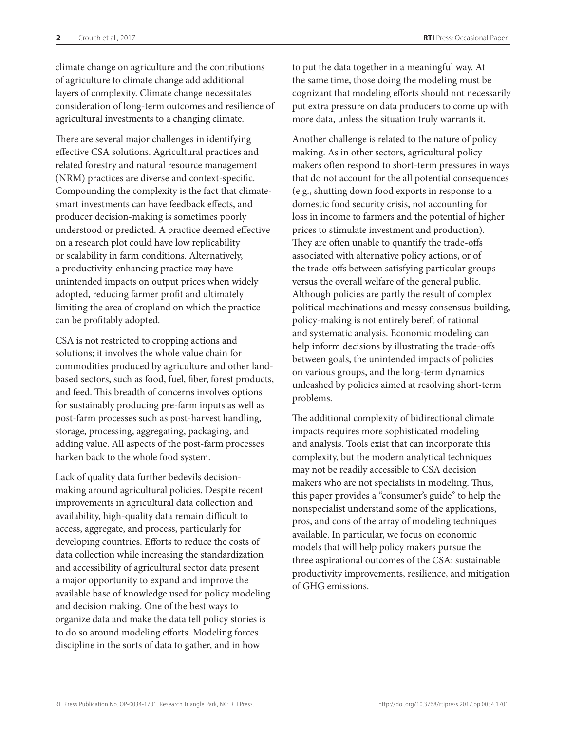climate change on agriculture and the contributions of agriculture to climate change add additional layers of complexity. Climate change necessitates consideration of long-term outcomes and resilience of agricultural investments to a changing climate.

There are several major challenges in identifying effective CSA solutions. Agricultural practices and related forestry and natural resource management (NRM) practices are diverse and context-specific. Compounding the complexity is the fact that climate-smart investments can have feedback effects, and producer decision-making is sometimes poorly understood or predicted. A practice deemed effective on a research plot could have low replicability or scalability in farm conditions. Alternatively, a productivity-enhancing practice may have unintended impacts on output prices when widely adopted, reducing farmer profit and ultimately limiting the area of cropland on which the practice can be profitably adopted.

CSA is not restricted to cropping actions and solutions; it involves the whole value chain for commodities produced by agriculture and other land-based sectors, such as food, fuel, fiber, forest products, and feed. This breadth of concerns involves options for sustainably producing pre-farm inputs as well as post-farm processes such as post-harvest handling, storage, processing, aggregating, packaging, and adding value. All aspects of the post-farm processes harken back to the whole food system.

Lack of quality data further bedevils decision-making around agricultural policies. Despite recent improvements in agricultural data collection and availability, high-quality data remain difficult to access, aggregate, and process, particularly for developing countries. Efforts to reduce the costs of data collection while increasing the standardization and accessibility of agricultural sector data present a major opportunity to expand and improve the available base of knowledge used for policy modeling and decision making. One of the best ways to organize data and make the data tell policy stories is to do so around modeling efforts. Modeling forces discipline in the sorts of data to gather, and in how to put the data together in a meaningful way. At the same time, those doing the modeling must be cognizant that modeling efforts should not necessarily put extra pressure on data producers to come up with more data, unless the situation truly warrants it.

Another challenge is related to the nature of policy making. As in other sectors, agricultural policy makers often respond to short-term pressures in ways that do not account for the all potential consequences (e.g., shutting down food exports in response to a domestic food security crisis, not accounting for loss in income to farmers and the potential of higher prices to stimulate investment and production). They are often unable to quantify the trade-offs associated with alternative policy actions, or of the trade-offs between satisfying particular groups versus the overall welfare of the general public. Although policies are partly the result of complex political machinations and messy consensus-building, policy-making is not entirely bereft of rational and systematic analysis. Economic modeling can help inform decisions by illustrating the trade-offs between goals, the unintended impacts of policies on various groups, and the long-term dynamics unleashed by policies aimed at resolving short-term problems.

The additional complexity of bidirectional climate impacts requires more sophisticated modeling and analysis. Tools exist that can incorporate this complexity, but the modern analytical techniques may not be readily accessible to CSA decision makers who are not specialists in modeling. Thus, this paper provides a "consumer's guide" to help the nonspecialist understand some of the applications, pros, and cons of the array of modeling techniques available. In particular, we focus on economic models that will help policy makers pursue the three aspirational outcomes of the CSA: sustainable productivity improvements, resilience, and mitigation of GHG emissions.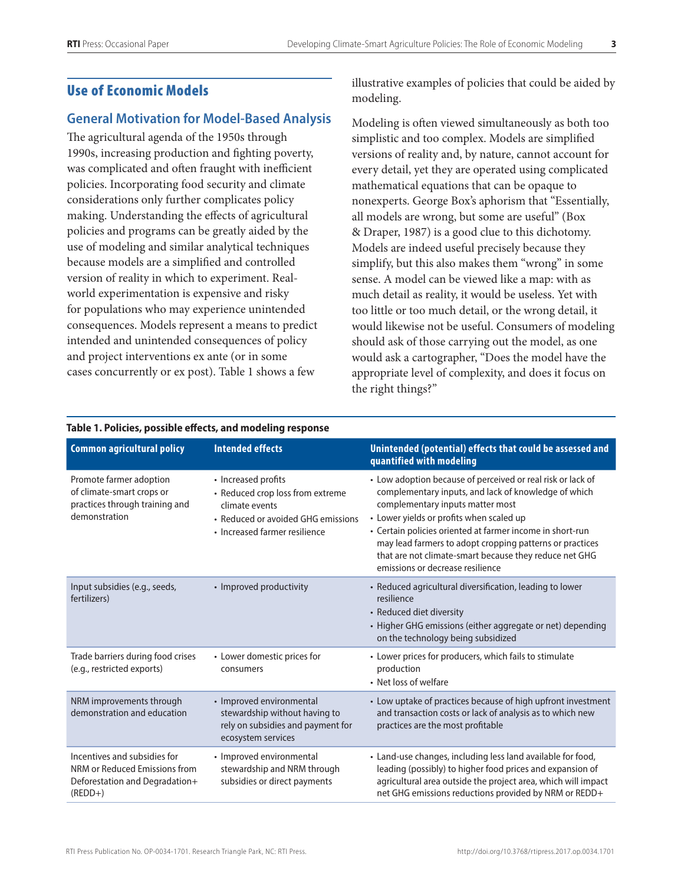## Use of Economic Models

### General Motivation for Model-Based Analysis

The agricultural agenda of the 1950s through 1990s, increasing production and fighting poverty, was complicated and often fraught with inefficient policies. Incorporating food security and climate considerations only further complicates policy making. Understanding the effects of agricultural policies and programs can be greatly aided by the use of modeling and similar analytical techniques because models are a simplified and controlled version of reality in which to experiment. Real-world experimentation is expensive and risky for populations who may experience unintended consequences. Models represent a means to predict intended and unintended consequences of policy and project interventions ex ante (or in some cases concurrently or ex post). Table 1 shows a few illustrative examples of policies that could be aided by modeling.

Modeling is often viewed simultaneously as both too simplistic and too complex. Models are simplified versions of reality and, by nature, cannot account for every detail, yet they are operated using complicated mathematical equations that can be opaque to nonexperts. George Box's aphorism that "Essentially, all models are wrong, but some are useful" (Box & Draper, 1987) is a good clue to this dichotomy. Models are indeed useful precisely because they simplify, but this also makes them "wrong" in some sense. A model can be viewed like a map: with as much detail as reality, it would be useless. Yet with too little or too much detail, or the wrong detail, it would likewise not be useful. Consumers of modeling should ask of those carrying out the model, as one would ask a cartographer, "Does the model have the appropriate level of complexity, and does it focus on the right things?"

**Table 1. Policies, possible effects, and modeling response**

| Common agricultural policy | Intended effects | Unintended (potential) effects that could be assessed and quantified with modeling |
|---|---|---|
| Promote farmer adoption of climate-smart crops or practices through training and demonstration | • Increased profits<br>• Reduced crop loss from extreme climate events<br>• Reduced or avoided GHG emissions<br>• Increased farmer resilience | • Low adoption because of perceived or real risk or lack of complementary inputs, and lack of knowledge of which complementary inputs matter most<br>• Lower yields or profits when scaled up<br>• Certain policies oriented at farmer income in short-run may lead farmers to adopt cropping patterns or practices that are not climate-smart because they reduce net GHG emissions or decrease resilience |
| Input subsidies (e.g., seeds, fertilizers) | • Improved productivity | • Reduced agricultural diversification, leading to lower resilience<br>• Reduced diet diversity<br>• Higher GHG emissions (either aggregate or net) depending on the technology being subsidized |
| Trade barriers during food crises (e.g., restricted exports) | • Lower domestic prices for consumers | • Lower prices for producers, which fails to stimulate production<br>• Net loss of welfare |
| NRM improvements through demonstration and education | • Improved environmental stewardship without having to rely on subsidies and payment for ecosystem services | • Low uptake of practices because of high upfront investment and transaction costs or lack of analysis as to which new practices are the most profitable |
| Incentives and subsidies for NRM or Reduced Emissions from Deforestation and Degradation+ (REDD+) | • Improved environmental stewardship and NRM through subsidies or direct payments | • Land-use changes, including less land available for food, leading (possibly) to higher food prices and expansion of agricultural area outside the project area, which will impact net GHG emissions reductions provided by NRM or REDD+ |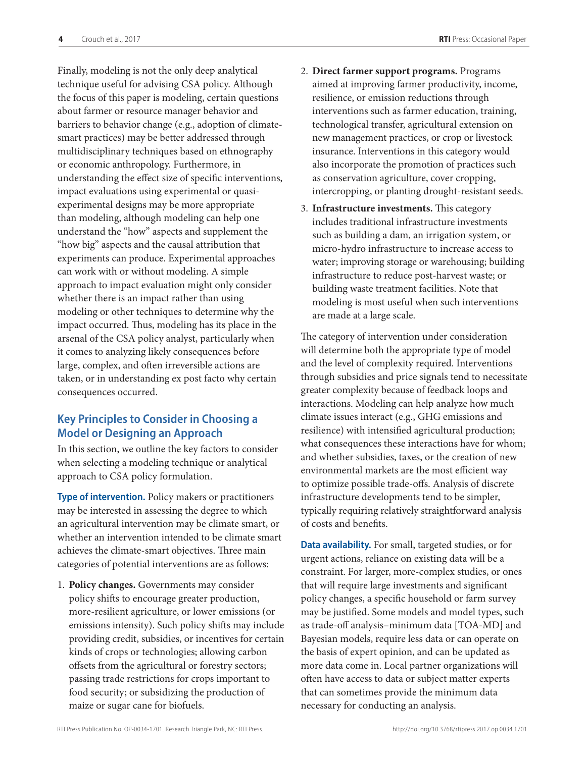Finally, modeling is not the only deep analytical technique useful for advising CSA policy. Although the focus of this paper is modeling, certain questions about farmer or resource manager behavior and barriers to behavior change (e.g., adoption of climate-smart practices) may be better addressed through multidisciplinary techniques based on ethnography or economic anthropology. Furthermore, in understanding the effect size of specific interventions, impact evaluations using experimental or quasi-experimental designs may be more appropriate than modeling, although modeling can help one understand the "how" aspects and supplement the "how big" aspects and the causal attribution that experiments can produce. Experimental approaches can work with or without modeling. A simple approach to impact evaluation might only consider whether there is an impact rather than using modeling or other techniques to determine why the impact occurred. Thus, modeling has its place in the arsenal of the CSA policy analyst, particularly when it comes to analyzing likely consequences before large, complex, and often irreversible actions are taken, or in understanding ex post facto why certain consequences occurred.

## Key Principles to Consider in Choosing a Model or Designing an Approach

In this section, we outline the key factors to consider when selecting a modeling technique or analytical approach to CSA policy formulation.

**Type of intervention.** Policy makers or practitioners may be interested in assessing the degree to which an agricultural intervention may be climate smart, or whether an intervention intended to be climate smart achieves the climate-smart objectives. Three main categories of potential interventions are as follows:

1. **Policy changes.** Governments may consider policy shifts to encourage greater production, more-resilient agriculture, or lower emissions (or emissions intensity). Such policy shifts may include providing credit, subsidies, or incentives for certain kinds of crops or technologies; allowing carbon offsets from the agricultural or forestry sectors; passing trade restrictions for crops important to food security; or subsidizing the production of maize or sugar cane for biofuels.
2. **Direct farmer support programs.** Programs aimed at improving farmer productivity, income, resilience, or emission reductions through interventions such as farmer education, training, technological transfer, agricultural extension on new management practices, or crop or livestock insurance. Interventions in this category would also incorporate the promotion of practices such as conservation agriculture, cover cropping, intercropping, or planting drought-resistant seeds.
3. **Infrastructure investments.** This category includes traditional infrastructure investments such as building a dam, an irrigation system, or micro-hydro infrastructure to increase access to water; improving storage or warehousing; building infrastructure to reduce post-harvest waste; or building waste treatment facilities. Note that modeling is most useful when such interventions are made at a large scale.

The category of intervention under consideration will determine both the appropriate type of model and the level of complexity required. Interventions through subsidies and price signals tend to necessitate greater complexity because of feedback loops and interactions. Modeling can help analyze how much climate issues interact (e.g., GHG emissions and resilience) with intensified agricultural production; what consequences these interactions have for whom; and whether subsidies, taxes, or the creation of new environmental markets are the most efficient way to optimize possible trade-offs. Analysis of discrete infrastructure developments tend to be simpler, typically requiring relatively straightforward analysis of costs and benefits.

**Data availability.** For small, targeted studies, or for urgent actions, reliance on existing data will be a constraint. For larger, more-complex studies, or ones that will require large investments and significant policy changes, a specific household or farm survey may be justified. Some models and model types, such as trade-off analysis–minimum data [TOA-MD] and Bayesian models, require less data or can operate on the basis of expert opinion, and can be updated as more data come in. Local partner organizations will often have access to data or subject matter experts that can sometimes provide the minimum data necessary for conducting an analysis.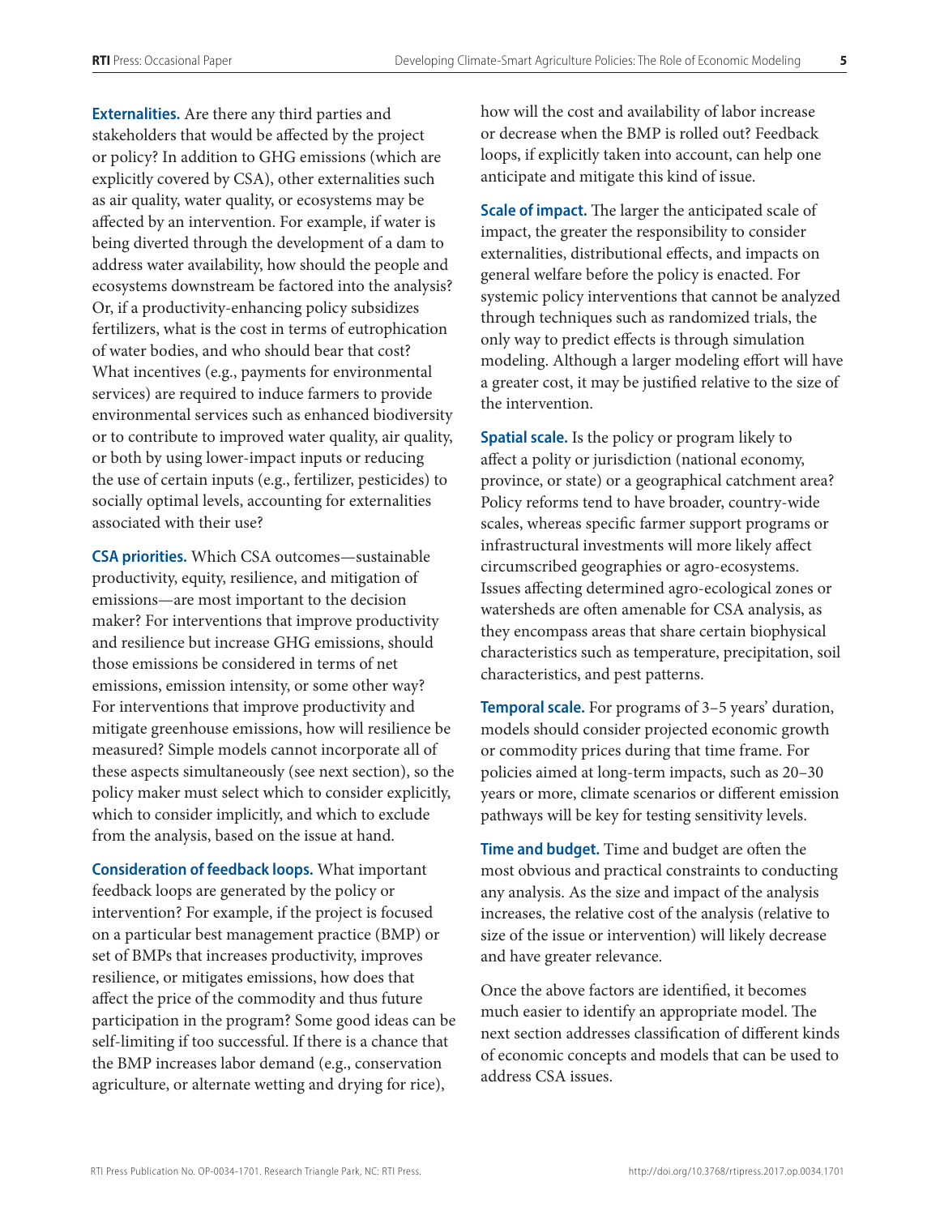**Externalities.** Are there any third parties and stakeholders that would be affected by the project or policy? In addition to GHG emissions (which are explicitly covered by CSA), other externalities such as air quality, water quality, or ecosystems may be affected by an intervention. For example, if water is being diverted through the development of a dam to address water availability, how should the people and ecosystems downstream be factored into the analysis? Or, if a productivity-enhancing policy subsidizes fertilizers, what is the cost in terms of eutrophication of water bodies, and who should bear that cost? What incentives (e.g., payments for environmental services) are required to induce farmers to provide environmental services such as enhanced biodiversity or to contribute to improved water quality, air quality, or both by using lower-impact inputs or reducing the use of certain inputs (e.g., fertilizer, pesticides) to socially optimal levels, accounting for externalities associated with their use?

**CSA priorities.** Which CSA outcomes—sustainable productivity, equity, resilience, and mitigation of emissions—are most important to the decision maker? For interventions that improve productivity and resilience but increase GHG emissions, should those emissions be considered in terms of net emissions, emission intensity, or some other way? For interventions that improve productivity and mitigate greenhouse emissions, how will resilience be measured? Simple models cannot incorporate all of these aspects simultaneously (see next section), so the policy maker must select which to consider explicitly, which to consider implicitly, and which to exclude from the analysis, based on the issue at hand.

**Consideration of feedback loops.** What important feedback loops are generated by the policy or intervention? For example, if the project is focused on a particular best management practice (BMP) or set of BMPs that increases productivity, improves resilience, or mitigates emissions, how does that affect the price of the commodity and thus future participation in the program? Some good ideas can be self-limiting if too successful. If there is a chance that the BMP increases labor demand (e.g., conservation agriculture, or alternate wetting and drying for rice), how will the cost and availability of labor increase or decrease when the BMP is rolled out? Feedback loops, if explicitly taken into account, can help one anticipate and mitigate this kind of issue.

**Scale of impact.** The larger the anticipated scale of impact, the greater the responsibility to consider externalities, distributional effects, and impacts on general welfare before the policy is enacted. For systemic policy interventions that cannot be analyzed through techniques such as randomized trials, the only way to predict effects is through simulation modeling. Although a larger modeling effort will have a greater cost, it may be justified relative to the size of the intervention.

**Spatial scale.** Is the policy or program likely to affect a polity or jurisdiction (national economy, province, or state) or a geographical catchment area? Policy reforms tend to have broader, country-wide scales, whereas specific farmer support programs or infrastructural investments will more likely affect circumscribed geographies or agro-ecosystems. Issues affecting determined agro-ecological zones or watersheds are often amenable for CSA analysis, as they encompass areas that share certain biophysical characteristics such as temperature, precipitation, soil characteristics, and pest patterns.

**Temporal scale.** For programs of 3–5 years' duration, models should consider projected economic growth or commodity prices during that time frame. For policies aimed at long-term impacts, such as 20–30 years or more, climate scenarios or different emission pathways will be key for testing sensitivity levels.

**Time and budget.** Time and budget are often the most obvious and practical constraints to conducting any analysis. As the size and impact of the analysis increases, the relative cost of the analysis (relative to size of the issue or intervention) will likely decrease and have greater relevance.

Once the above factors are identified, it becomes much easier to identify an appropriate model. The next section addresses classification of different kinds of economic concepts and models that can be used to address CSA issues.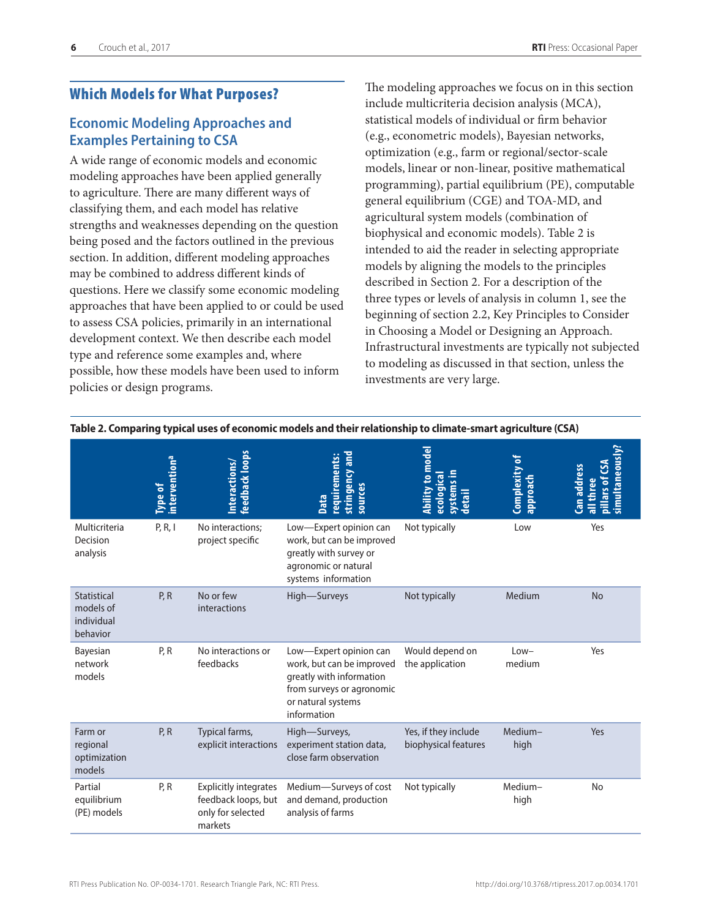## Which Models for What Purposes?

### Economic Modeling Approaches and Examples Pertaining to CSA

A wide range of economic models and economic modeling approaches have been applied generally to agriculture. There are many different ways of classifying them, and each model has relative strengths and weaknesses depending on the question being posed and the factors outlined in the previous section. In addition, different modeling approaches may be combined to address different kinds of questions. Here we classify some economic modeling approaches that have been applied to or could be used to assess CSA policies, primarily in an international development context. We then describe each model type and reference some examples and, where possible, how these models have been used to inform policies or design programs.

The modeling approaches we focus on in this section include multicriteria decision analysis (MCA), statistical models of individual or firm behavior (e.g., econometric models), Bayesian networks, optimization (e.g., farm or regional/sector-scale models, linear or non-linear, positive mathematical programming), partial equilibrium (PE), computable general equilibrium (CGE) and TOA-MD, and agricultural system models (combination of biophysical and economic models). Table 2 is intended to aid the reader in selecting appropriate models by aligning the models to the principles described in Section 2. For a description of the three types or levels of analysis in column 1, see the beginning of section 2.2, Key Principles to Consider in Choosing a Model or Designing an Approach. Infrastructural investments are typically not subjected to modeling as discussed in that section, unless the investments are very large.

**Table 2. Comparing typical uses of economic models and their relationship to climate-smart agriculture (CSA)**

| | Type of intervention[a] | Interactions/ feedback loops | Data requirements: stringency and sources | Ability to model ecological systems in detail | Complexity of approach | Can address all three pillars of CSA simultaneously? |
|---|---|---|---|---|---|---|
| Multicriteria Decision analysis | P, R, I | No interactions; project specific | Low—Expert opinion can work, but can be improved greatly with survey or agronomic or natural systems information | Not typically | Low | Yes |
| Statistical models of individual behavior | P, R | No or few interactions | High—Surveys | Not typically | Medium | No |
| Bayesian network models | P, R | No interactions or feedbacks | Low—Expert opinion can work, but can be improved greatly with information from surveys or agronomic or natural systems information | Would depend on the application | Low–medium | Yes |
| Farm or regional optimization models | P, R | Typical farms, explicit interactions | High—Surveys, experiment station data, close farm observation | Yes, if they include biophysical features | Medium–high | Yes |
| Partial equilibrium (PE) models | P, R | Explicitly integrates feedback loops, but only for selected markets | Medium—Surveys of cost and demand, production analysis of farms | Not typically | Medium–high | No |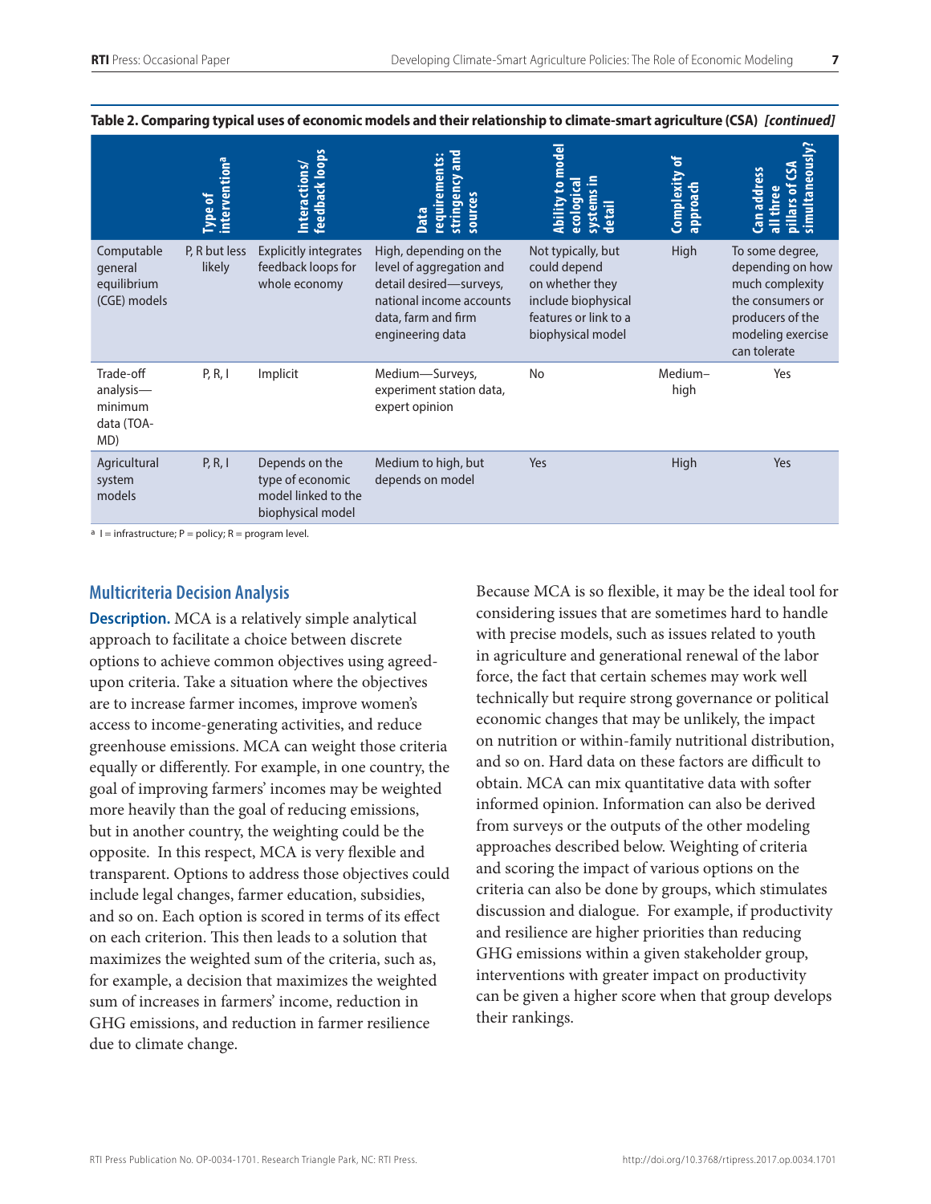**Table 2. Comparing typical uses of economic models and their relationship to climate-smart agriculture (CSA)** ***[continued]***

| | Type of intervention[a] | Interactions/ feedback loops | Data requirements: stringency and sources | Ability to model ecological systems in detail | Complexity of approach | Can address all three pillars of CSA simultaneously? |
|---|---|---|---|---|---|---|
| Computable general equilibrium (CGE) models | P, R but less likely | Explicitly integrates feedback loops for whole economy | High, depending on the level of aggregation and detail desired—surveys, national income accounts data, farm and firm engineering data | Not typically, but could depend on whether they include biophysical features or link to a biophysical model | High | To some degree, depending on how much complexity the consumers or producers of the modeling exercise can tolerate |
| Trade-off analysis—minimum data (TOA-MD) | P, R, I | Implicit | Medium—Surveys, experiment station data, expert opinion | No | Medium–high | Yes |
| Agricultural system models | P, R, I | Depends on the type of economic model linked to the biophysical model | Medium to high, but depends on model | Yes | High | Yes |

[a] I = infrastructure; P = policy; R = program level.

## Multicriteria Decision Analysis

**Description.** MCA is a relatively simple analytical approach to facilitate a choice between discrete options to achieve common objectives using agreed-upon criteria. Take a situation where the objectives are to increase farmer incomes, improve women's access to income-generating activities, and reduce greenhouse emissions. MCA can weight those criteria equally or differently. For example, in one country, the goal of improving farmers' incomes may be weighted more heavily than the goal of reducing emissions, but in another country, the weighting could be the opposite. In this respect, MCA is very flexible and transparent. Options to address those objectives could include legal changes, farmer education, subsidies, and so on. Each option is scored in terms of its effect on each criterion. This then leads to a solution that maximizes the weighted sum of the criteria, such as, for example, a decision that maximizes the weighted sum of increases in farmers' income, reduction in GHG emissions, and reduction in farmer resilience due to climate change.

Because MCA is so flexible, it may be the ideal tool for considering issues that are sometimes hard to handle with precise models, such as issues related to youth in agriculture and generational renewal of the labor force, the fact that certain schemes may work well technically but require strong governance or political economic changes that may be unlikely, the impact on nutrition or within-family nutritional distribution, and so on. Hard data on these factors are difficult to obtain. MCA can mix quantitative data with softer informed opinion. Information can also be derived from surveys or the outputs of the other modeling approaches described below. Weighting of criteria and scoring the impact of various options on the criteria can also be done by groups, which stimulates discussion and dialogue. For example, if productivity and resilience are higher priorities than reducing GHG emissions within a given stakeholder group, interventions with greater impact on productivity can be given a higher score when that group develops their rankings.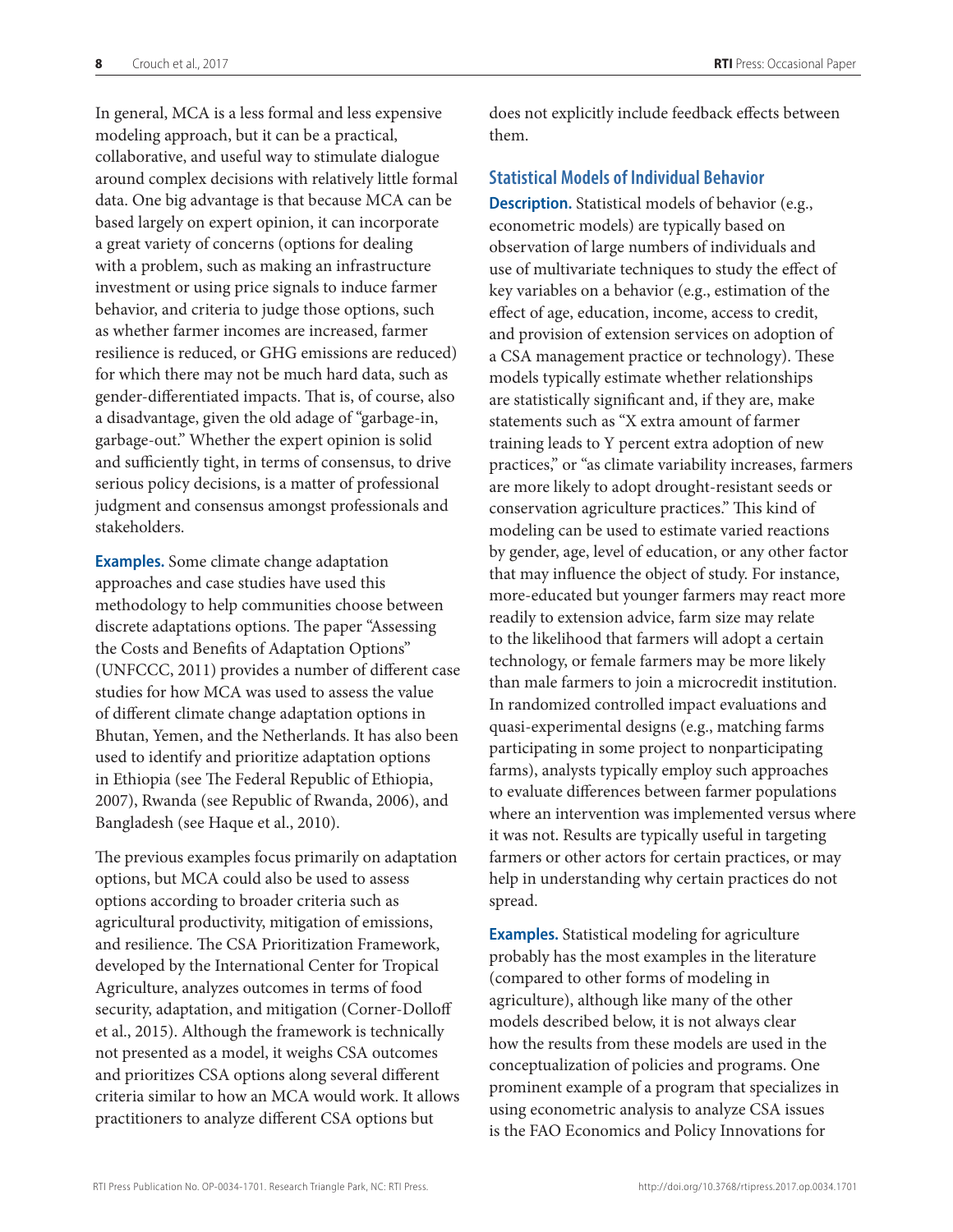In general, MCA is a less formal and less expensive modeling approach, but it can be a practical, collaborative, and useful way to stimulate dialogue around complex decisions with relatively little formal data. One big advantage is that because MCA can be based largely on expert opinion, it can incorporate a great variety of concerns (options for dealing with a problem, such as making an infrastructure investment or using price signals to induce farmer behavior, and criteria to judge those options, such as whether farmer incomes are increased, farmer resilience is reduced, or GHG emissions are reduced) for which there may not be much hard data, such as gender-differentiated impacts. That is, of course, also a disadvantage, given the old adage of "garbage-in, garbage-out." Whether the expert opinion is solid and sufficiently tight, in terms of consensus, to drive serious policy decisions, is a matter of professional judgment and consensus amongst professionals and stakeholders.

**Examples.** Some climate change adaptation approaches and case studies have used this methodology to help communities choose between discrete adaptations options. The paper "Assessing the Costs and Benefits of Adaptation Options" (UNFCCC, 2011) provides a number of different case studies for how MCA was used to assess the value of different climate change adaptation options in Bhutan, Yemen, and the Netherlands. It has also been used to identify and prioritize adaptation options in Ethiopia (see The Federal Republic of Ethiopia, 2007), Rwanda (see Republic of Rwanda, 2006), and Bangladesh (see Haque et al., 2010).

The previous examples focus primarily on adaptation options, but MCA could also be used to assess options according to broader criteria such as agricultural productivity, mitigation of emissions, and resilience. The CSA Prioritization Framework, developed by the International Center for Tropical Agriculture, analyzes outcomes in terms of food security, adaptation, and mitigation (Corner-Dolloff et al., 2015). Although the framework is technically not presented as a model, it weighs CSA outcomes and prioritizes CSA options along several different criteria similar to how an MCA would work. It allows practitioners to analyze different CSA options but does not explicitly include feedback effects between them.

## Statistical Models of Individual Behavior

**Description.** Statistical models of behavior (e.g., econometric models) are typically based on observation of large numbers of individuals and use of multivariate techniques to study the effect of key variables on a behavior (e.g., estimation of the effect of age, education, income, access to credit, and provision of extension services on adoption of a CSA management practice or technology). These models typically estimate whether relationships are statistically significant and, if they are, make statements such as "X extra amount of farmer training leads to Y percent extra adoption of new practices," or "as climate variability increases, farmers are more likely to adopt drought-resistant seeds or conservation agriculture practices." This kind of modeling can be used to estimate varied reactions by gender, age, level of education, or any other factor that may influence the object of study. For instance, more-educated but younger farmers may react more readily to extension advice, farm size may relate to the likelihood that farmers will adopt a certain technology, or female farmers may be more likely than male farmers to join a microcredit institution. In randomized controlled impact evaluations and quasi-experimental designs (e.g., matching farms participating in some project to nonparticipating farms), analysts typically employ such approaches to evaluate differences between farmer populations where an intervention was implemented versus where it was not. Results are typically useful in targeting farmers or other actors for certain practices, or may help in understanding why certain practices do not spread.

**Examples.** Statistical modeling for agriculture probably has the most examples in the literature (compared to other forms of modeling in agriculture), although like many of the other models described below, it is not always clear how the results from these models are used in the conceptualization of policies and programs. One prominent example of a program that specializes in using econometric analysis to analyze CSA issues is the FAO Economics and Policy Innovations for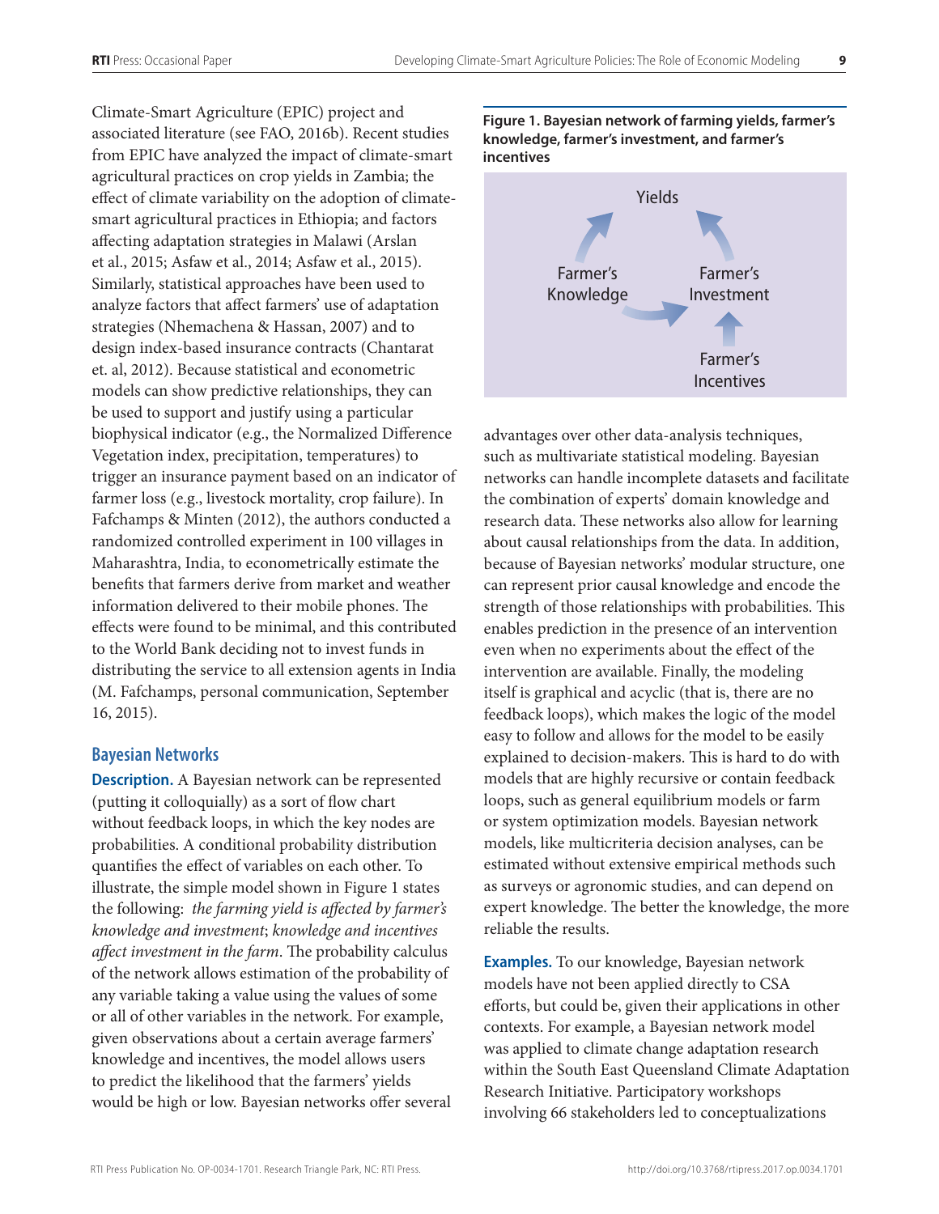Climate-Smart Agriculture (EPIC) project and associated literature (see FAO, 2016b). Recent studies from EPIC have analyzed the impact of climate-smart agricultural practices on crop yields in Zambia; the effect of climate variability on the adoption of climate-smart agricultural practices in Ethiopia; and factors affecting adaptation strategies in Malawi (Arslan et al., 2015; Asfaw et al., 2014; Asfaw et al., 2015). Similarly, statistical approaches have been used to analyze factors that affect farmers' use of adaptation strategies (Nhemachena & Hassan, 2007) and to design index-based insurance contracts (Chantarat et. al, 2012). Because statistical and econometric models can show predictive relationships, they can be used to support and justify using a particular biophysical indicator (e.g., the Normalized Difference Vegetation index, precipitation, temperatures) to trigger an insurance payment based on an indicator of farmer loss (e.g., livestock mortality, crop failure). In Fafchamps & Minten (2012), the authors conducted a randomized controlled experiment in 100 villages in Maharashtra, India, to econometrically estimate the benefits that farmers derive from market and weather information delivered to their mobile phones. The effects were found to be minimal, and this contributed to the World Bank deciding not to invest funds in distributing the service to all extension agents in India (M. Fafchamps, personal communication, September 16, 2015).

### Bayesian Networks

**Description.** A Bayesian network can be represented (putting it colloquially) as a sort of flow chart without feedback loops, in which the key nodes are probabilities. A conditional probability distribution quantifies the effect of variables on each other. To illustrate, the simple model shown in Figure 1 states the following: *the farming yield is affected by farmer's knowledge and investment*; *knowledge and incentives affect investment in the farm*. The probability calculus of the network allows estimation of the probability of any variable taking a value using the values of some or all of other variables in the network. For example, given observations about a certain average farmers' knowledge and incentives, the model allows users to predict the likelihood that the farmers' yields would be high or low. Bayesian networks offer several advantages over other data-analysis techniques, such as multivariate statistical modeling. Bayesian networks can handle incomplete datasets and facilitate the combination of experts' domain knowledge and research data. These networks also allow for learning about causal relationships from the data. In addition, because of Bayesian networks' modular structure, one can represent prior causal knowledge and encode the strength of those relationships with probabilities. This enables prediction in the presence of an intervention even when no experiments about the effect of the intervention are available. Finally, the modeling itself is graphical and acyclic (that is, there are no feedback loops), which makes the logic of the model easy to follow and allows for the model to be easily explained to decision-makers. This is hard to do with models that are highly recursive or contain feedback loops, such as general equilibrium models or farm or system optimization models. Bayesian network models, like multicriteria decision analyses, can be estimated without extensive empirical methods such as surveys or agronomic studies, and can depend on expert knowledge. The better the knowledge, the more reliable the results.

**Figure 1. Bayesian network of farming yields, farmer's knowledge, farmer's investment, and farmer's incentives**

Yields

Farmer's Knowledge → Yields; Farmer's Knowledge → Farmer's Investment; Farmer's Investment → Yields; Farmer's Incentives → Farmer's Investment

**Examples.** To our knowledge, Bayesian network models have not been applied directly to CSA efforts, but could be, given their applications in other contexts. For example, a Bayesian network model was applied to climate change adaptation research within the South East Queensland Climate Adaptation Research Initiative. Participatory workshops involving 66 stakeholders led to conceptualizations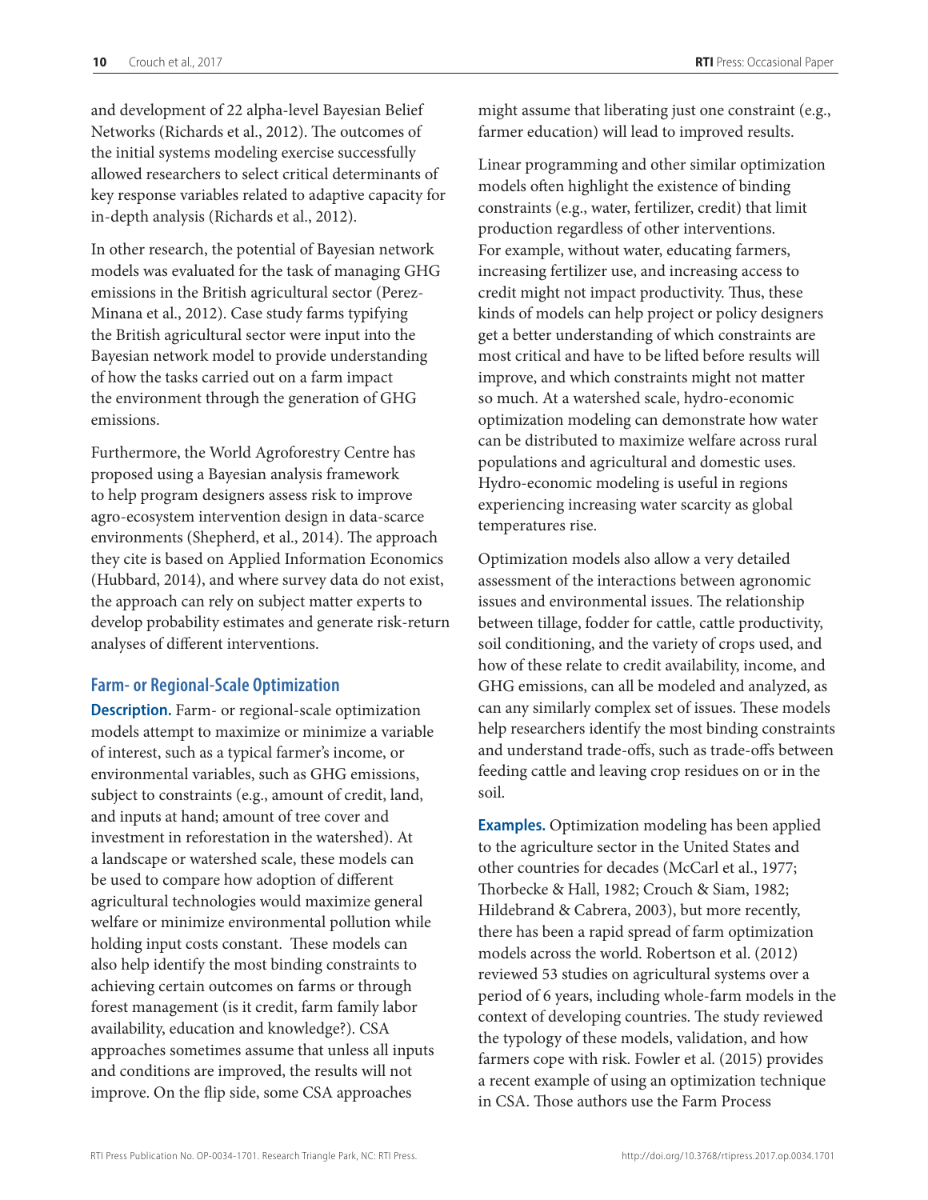and development of 22 alpha-level Bayesian Belief Networks (Richards et al., 2012). The outcomes of the initial systems modeling exercise successfully allowed researchers to select critical determinants of key response variables related to adaptive capacity for in-depth analysis (Richards et al., 2012).

In other research, the potential of Bayesian network models was evaluated for the task of managing GHG emissions in the British agricultural sector (Perez-Minana et al., 2012). Case study farms typifying the British agricultural sector were input into the Bayesian network model to provide understanding of how the tasks carried out on a farm impact the environment through the generation of GHG emissions.

Furthermore, the World Agroforestry Centre has proposed using a Bayesian analysis framework to help program designers assess risk to improve agro-ecosystem intervention design in data-scarce environments (Shepherd, et al., 2014). The approach they cite is based on Applied Information Economics (Hubbard, 2014), and where survey data do not exist, the approach can rely on subject matter experts to develop probability estimates and generate risk-return analyses of different interventions.

### Farm- or Regional-Scale Optimization

**Description.** Farm- or regional-scale optimization models attempt to maximize or minimize a variable of interest, such as a typical farmer's income, or environmental variables, such as GHG emissions, subject to constraints (e.g., amount of credit, land, and inputs at hand; amount of tree cover and investment in reforestation in the watershed). At a landscape or watershed scale, these models can be used to compare how adoption of different agricultural technologies would maximize general welfare or minimize environmental pollution while holding input costs constant. These models can also help identify the most binding constraints to achieving certain outcomes on farms or through forest management (is it credit, farm family labor availability, education and knowledge?). CSA approaches sometimes assume that unless all inputs and conditions are improved, the results will not improve. On the flip side, some CSA approaches might assume that liberating just one constraint (e.g., farmer education) will lead to improved results.

Linear programming and other similar optimization models often highlight the existence of binding constraints (e.g., water, fertilizer, credit) that limit production regardless of other interventions. For example, without water, educating farmers, increasing fertilizer use, and increasing access to credit might not impact productivity. Thus, these kinds of models can help project or policy designers get a better understanding of which constraints are most critical and have to be lifted before results will improve, and which constraints might not matter so much. At a watershed scale, hydro-economic optimization modeling can demonstrate how water can be distributed to maximize welfare across rural populations and agricultural and domestic uses. Hydro-economic modeling is useful in regions experiencing increasing water scarcity as global temperatures rise.

Optimization models also allow a very detailed assessment of the interactions between agronomic issues and environmental issues. The relationship between tillage, fodder for cattle, cattle productivity, soil conditioning, and the variety of crops used, and how of these relate to credit availability, income, and GHG emissions, can all be modeled and analyzed, as can any similarly complex set of issues. These models help researchers identify the most binding constraints and understand trade-offs, such as trade-offs between feeding cattle and leaving crop residues on or in the soil.

**Examples.** Optimization modeling has been applied to the agriculture sector in the United States and other countries for decades (McCarl et al., 1977; Thorbecke & Hall, 1982; Crouch & Siam, 1982; Hildebrand & Cabrera, 2003), but more recently, there has been a rapid spread of farm optimization models across the world. Robertson et al. (2012) reviewed 53 studies on agricultural systems over a period of 6 years, including whole-farm models in the context of developing countries. The study reviewed the typology of these models, validation, and how farmers cope with risk. Fowler et al. (2015) provides a recent example of using an optimization technique in CSA. Those authors use the Farm Process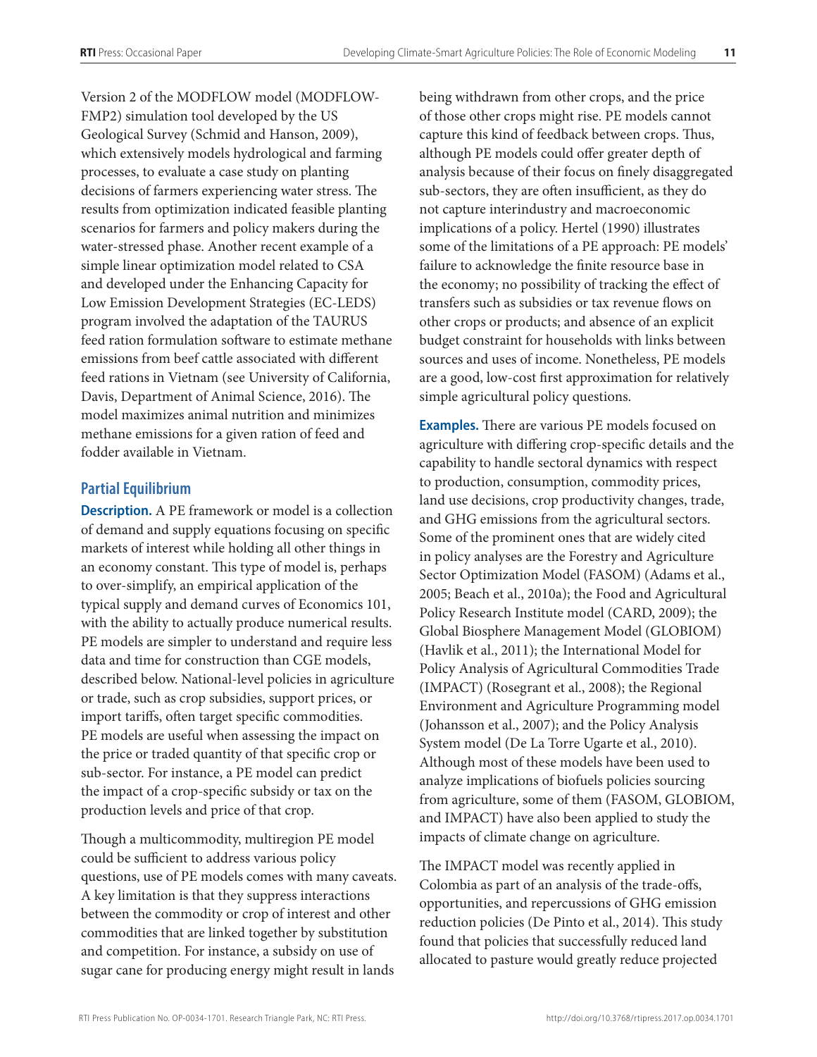Version 2 of the MODFLOW model (MODFLOW-FMP2) simulation tool developed by the US Geological Survey (Schmid and Hanson, 2009), which extensively models hydrological and farming processes, to evaluate a case study on planting decisions of farmers experiencing water stress. The results from optimization indicated feasible planting scenarios for farmers and policy makers during the water-stressed phase. Another recent example of a simple linear optimization model related to CSA and developed under the Enhancing Capacity for Low Emission Development Strategies (EC-LEDS) program involved the adaptation of the TAURUS feed ration formulation software to estimate methane emissions from beef cattle associated with different feed rations in Vietnam (see University of California, Davis, Department of Animal Science, 2016). The model maximizes animal nutrition and minimizes methane emissions for a given ration of feed and fodder available in Vietnam.

### Partial Equilibrium

**Description.** A PE framework or model is a collection of demand and supply equations focusing on specific markets of interest while holding all other things in an economy constant. This type of model is, perhaps to over-simplify, an empirical application of the typical supply and demand curves of Economics 101, with the ability to actually produce numerical results. PE models are simpler to understand and require less data and time for construction than CGE models, described below. National-level policies in agriculture or trade, such as crop subsidies, support prices, or import tariffs, often target specific commodities. PE models are useful when assessing the impact on the price or traded quantity of that specific crop or sub-sector. For instance, a PE model can predict the impact of a crop-specific subsidy or tax on the production levels and price of that crop.

Though a multicommodity, multiregion PE model could be sufficient to address various policy questions, use of PE models comes with many caveats. A key limitation is that they suppress interactions between the commodity or crop of interest and other commodities that are linked together by substitution and competition. For instance, a subsidy on use of sugar cane for producing energy might result in lands being withdrawn from other crops, and the price of those other crops might rise. PE models cannot capture this kind of feedback between crops. Thus, although PE models could offer greater depth of analysis because of their focus on finely disaggregated sub-sectors, they are often insufficient, as they do not capture interindustry and macroeconomic implications of a policy. Hertel (1990) illustrates some of the limitations of a PE approach: PE models' failure to acknowledge the finite resource base in the economy; no possibility of tracking the effect of transfers such as subsidies or tax revenue flows on other crops or products; and absence of an explicit budget constraint for households with links between sources and uses of income. Nonetheless, PE models are a good, low-cost first approximation for relatively simple agricultural policy questions.

**Examples.** There are various PE models focused on agriculture with differing crop-specific details and the capability to handle sectoral dynamics with respect to production, consumption, commodity prices, land use decisions, crop productivity changes, trade, and GHG emissions from the agricultural sectors. Some of the prominent ones that are widely cited in policy analyses are the Forestry and Agriculture Sector Optimization Model (FASOM) (Adams et al., 2005; Beach et al., 2010a); the Food and Agricultural Policy Research Institute model (CARD, 2009); the Global Biosphere Management Model (GLOBIOM) (Havlik et al., 2011); the International Model for Policy Analysis of Agricultural Commodities Trade (IMPACT) (Rosegrant et al., 2008); the Regional Environment and Agriculture Programming model (Johansson et al., 2007); and the Policy Analysis System model (De La Torre Ugarte et al., 2010). Although most of these models have been used to analyze implications of biofuels policies sourcing from agriculture, some of them (FASOM, GLOBIOM, and IMPACT) have also been applied to study the impacts of climate change on agriculture.

The IMPACT model was recently applied in Colombia as part of an analysis of the trade-offs, opportunities, and repercussions of GHG emission reduction policies (De Pinto et al., 2014). This study found that policies that successfully reduced land allocated to pasture would greatly reduce projected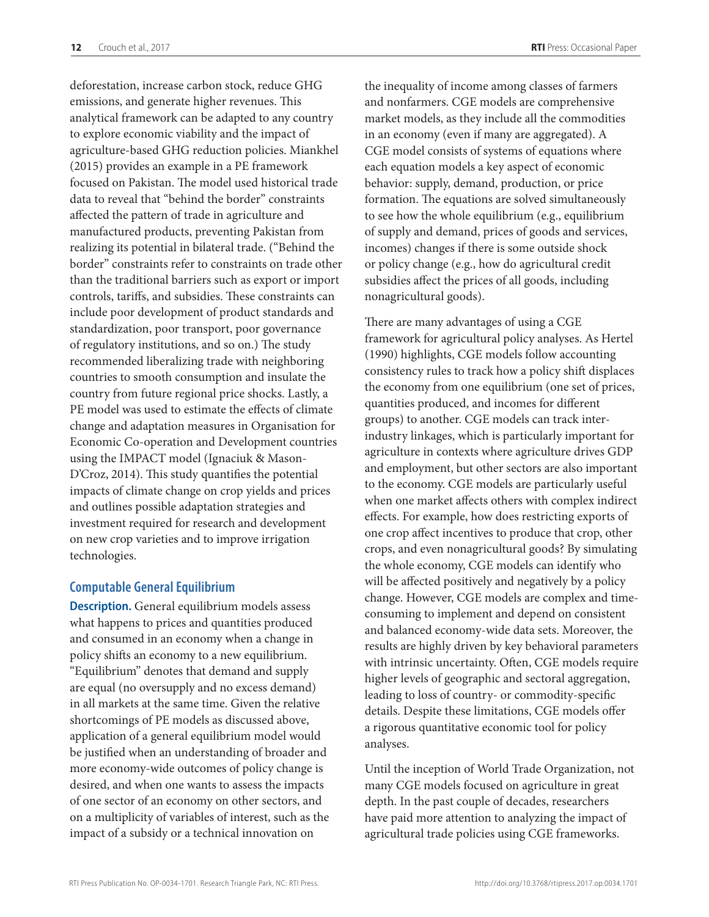deforestation, increase carbon stock, reduce GHG emissions, and generate higher revenues. This analytical framework can be adapted to any country to explore economic viability and the impact of agriculture-based GHG reduction policies. Miankhel (2015) provides an example in a PE framework focused on Pakistan. The model used historical trade data to reveal that "behind the border" constraints affected the pattern of trade in agriculture and manufactured products, preventing Pakistan from realizing its potential in bilateral trade. ("Behind the border" constraints refer to constraints on trade other than the traditional barriers such as export or import controls, tariffs, and subsidies. These constraints can include poor development of product standards and standardization, poor transport, poor governance of regulatory institutions, and so on.) The study recommended liberalizing trade with neighboring countries to smooth consumption and insulate the country from future regional price shocks. Lastly, a PE model was used to estimate the effects of climate change and adaptation measures in Organisation for Economic Co-operation and Development countries using the IMPACT model (Ignaciuk & Mason-D'Croz, 2014). This study quantifies the potential impacts of climate change on crop yields and prices and outlines possible adaptation strategies and investment required for research and development on new crop varieties and to improve irrigation technologies.

## Computable General Equilibrium

**Description.** General equilibrium models assess what happens to prices and quantities produced and consumed in an economy when a change in policy shifts an economy to a new equilibrium. "Equilibrium" denotes that demand and supply are equal (no oversupply and no excess demand) in all markets at the same time. Given the relative shortcomings of PE models as discussed above, application of a general equilibrium model would be justified when an understanding of broader and more economy-wide outcomes of policy change is desired, and when one wants to assess the impacts of one sector of an economy on other sectors, and on a multiplicity of variables of interest, such as the impact of a subsidy or a technical innovation on the inequality of income among classes of farmers and nonfarmers. CGE models are comprehensive market models, as they include all the commodities in an economy (even if many are aggregated). A CGE model consists of systems of equations where each equation models a key aspect of economic behavior: supply, demand, production, or price formation. The equations are solved simultaneously to see how the whole equilibrium (e.g., equilibrium of supply and demand, prices of goods and services, incomes) changes if there is some outside shock or policy change (e.g., how do agricultural credit subsidies affect the prices of all goods, including nonagricultural goods).

There are many advantages of using a CGE framework for agricultural policy analyses. As Hertel (1990) highlights, CGE models follow accounting consistency rules to track how a policy shift displaces the economy from one equilibrium (one set of prices, quantities produced, and incomes for different groups) to another. CGE models can track inter-industry linkages, which is particularly important for agriculture in contexts where agriculture drives GDP and employment, but other sectors are also important to the economy. CGE models are particularly useful when one market affects others with complex indirect effects. For example, how does restricting exports of one crop affect incentives to produce that crop, other crops, and even nonagricultural goods? By simulating the whole economy, CGE models can identify who will be affected positively and negatively by a policy change. However, CGE models are complex and time-consuming to implement and depend on consistent and balanced economy-wide data sets. Moreover, the results are highly driven by key behavioral parameters with intrinsic uncertainty. Often, CGE models require higher levels of geographic and sectoral aggregation, leading to loss of country- or commodity-specific details. Despite these limitations, CGE models offer a rigorous quantitative economic tool for policy analyses.

Until the inception of World Trade Organization, not many CGE models focused on agriculture in great depth. In the past couple of decades, researchers have paid more attention to analyzing the impact of agricultural trade policies using CGE frameworks.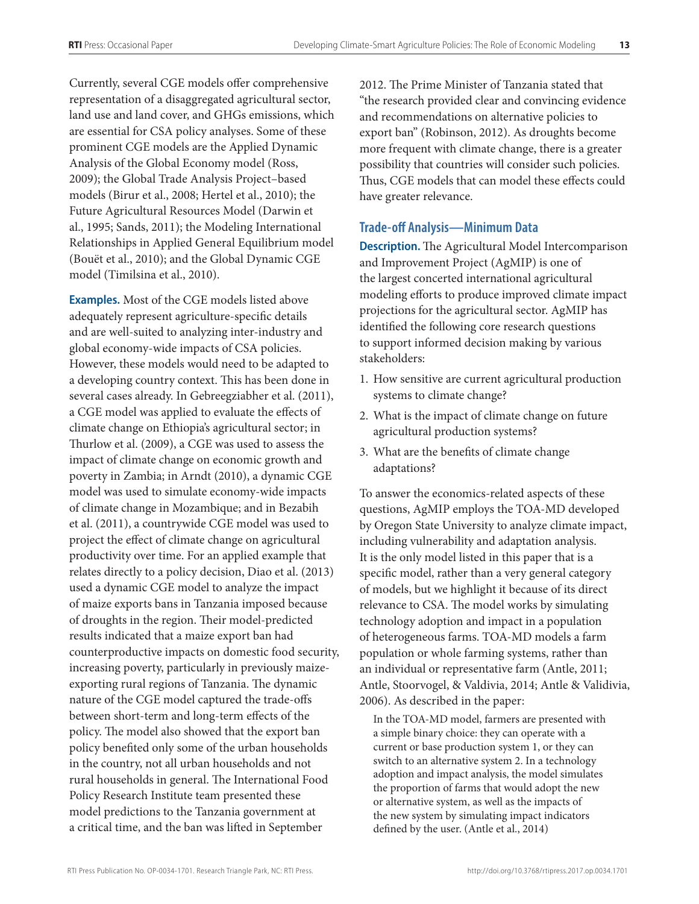Currently, several CGE models offer comprehensive representation of a disaggregated agricultural sector, land use and land cover, and GHGs emissions, which are essential for CSA policy analyses. Some of these prominent CGE models are the Applied Dynamic Analysis of the Global Economy model (Ross, 2009); the Global Trade Analysis Project–based models (Birur et al., 2008; Hertel et al., 2010); the Future Agricultural Resources Model (Darwin et al., 1995; Sands, 2011); the Modeling International Relationships in Applied General Equilibrium model (Bouët et al., 2010); and the Global Dynamic CGE model (Timilsina et al., 2010).

**Examples.** Most of the CGE models listed above adequately represent agriculture-specific details and are well-suited to analyzing inter-industry and global economy-wide impacts of CSA policies. However, these models would need to be adapted to a developing country context. This has been done in several cases already. In Gebreegziabher et al. (2011), a CGE model was applied to evaluate the effects of climate change on Ethiopia's agricultural sector; in Thurlow et al. (2009), a CGE was used to assess the impact of climate change on economic growth and poverty in Zambia; in Arndt (2010), a dynamic CGE model was used to simulate economy-wide impacts of climate change in Mozambique; and in Bezabih et al. (2011), a countrywide CGE model was used to project the effect of climate change on agricultural productivity over time. For an applied example that relates directly to a policy decision, Diao et al. (2013) used a dynamic CGE model to analyze the impact of maize exports bans in Tanzania imposed because of droughts in the region. Their model-predicted results indicated that a maize export ban had counterproductive impacts on domestic food security, increasing poverty, particularly in previously maize-exporting rural regions of Tanzania. The dynamic nature of the CGE model captured the trade-offs between short-term and long-term effects of the policy. The model also showed that the export ban policy benefited only some of the urban households in the country, not all urban households and not rural households in general. The International Food Policy Research Institute team presented these model predictions to the Tanzania government at a critical time, and the ban was lifted in September 2012. The Prime Minister of Tanzania stated that "the research provided clear and convincing evidence and recommendations on alternative policies to export ban" (Robinson, 2012). As droughts become more frequent with climate change, there is a greater possibility that countries will consider such policies. Thus, CGE models that can model these effects could have greater relevance.

### Trade-off Analysis—Minimum Data

**Description.** The Agricultural Model Intercomparison and Improvement Project (AgMIP) is one of the largest concerted international agricultural modeling efforts to produce improved climate impact projections for the agricultural sector. AgMIP has identified the following core research questions to support informed decision making by various stakeholders:

1. How sensitive are current agricultural production systems to climate change?
2. What is the impact of climate change on future agricultural production systems?
3. What are the benefits of climate change adaptations?

To answer the economics-related aspects of these questions, AgMIP employs the TOA-MD developed by Oregon State University to analyze climate impact, including vulnerability and adaptation analysis. It is the only model listed in this paper that is a specific model, rather than a very general category of models, but we highlight it because of its direct relevance to CSA. The model works by simulating technology adoption and impact in a population of heterogeneous farms. TOA-MD models a farm population or whole farming systems, rather than an individual or representative farm (Antle, 2011; Antle, Stoorvogel, & Valdivia, 2014; Antle & Validivia, 2006). As described in the paper:

> In the TOA-MD model, farmers are presented with a simple binary choice: they can operate with a current or base production system 1, or they can switch to an alternative system 2. In a technology adoption and impact analysis, the model simulates the proportion of farms that would adopt the new or alternative system, as well as the impacts of the new system by simulating impact indicators defined by the user. (Antle et al., 2014)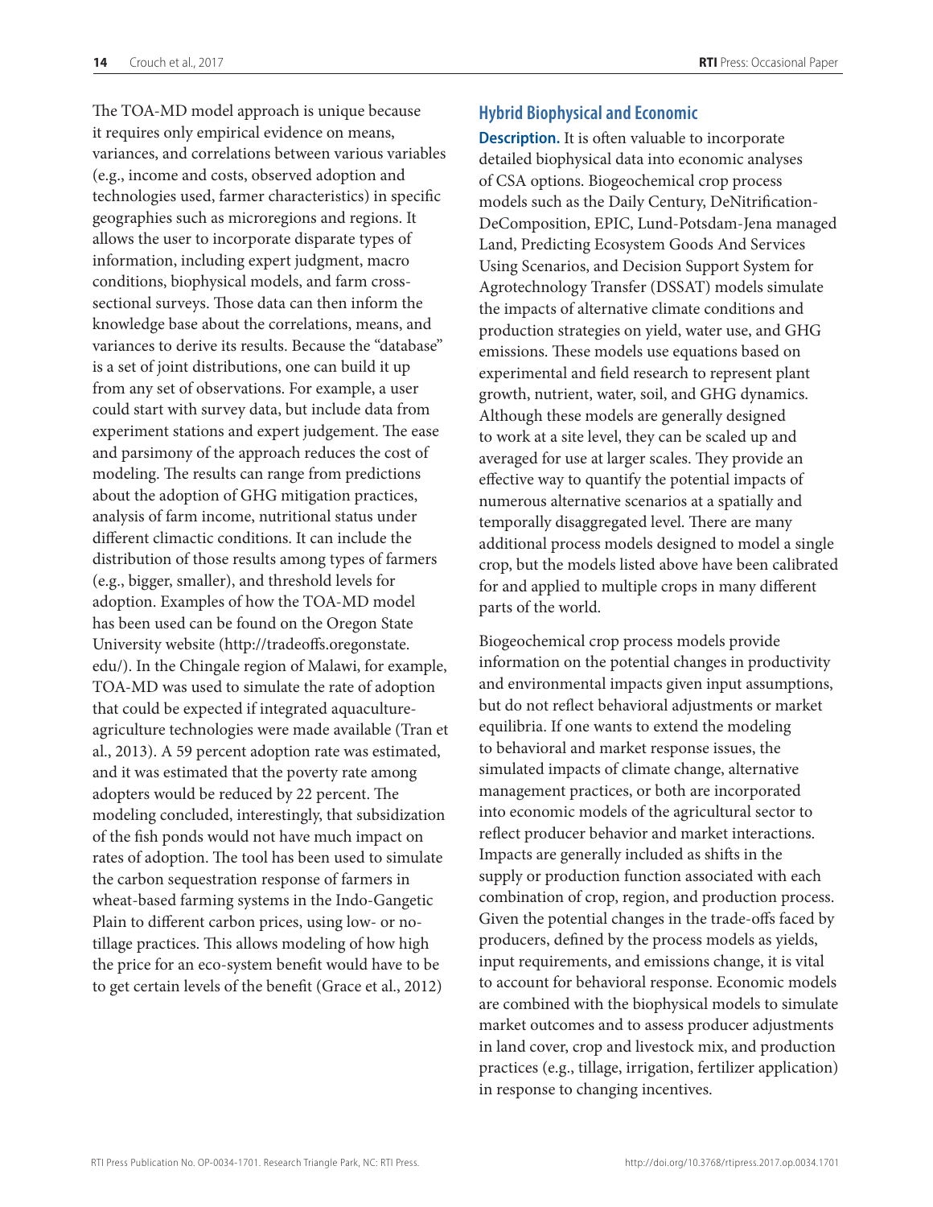The TOA-MD model approach is unique because it requires only empirical evidence on means, variances, and correlations between various variables (e.g., income and costs, observed adoption and technologies used, farmer characteristics) in specific geographies such as microregions and regions. It allows the user to incorporate disparate types of information, including expert judgment, macro conditions, biophysical models, and farm cross-sectional surveys. Those data can then inform the knowledge base about the correlations, means, and variances to derive its results. Because the "database" is a set of joint distributions, one can build it up from any set of observations. For example, a user could start with survey data, but include data from experiment stations and expert judgement. The ease and parsimony of the approach reduces the cost of modeling. The results can range from predictions about the adoption of GHG mitigation practices, analysis of farm income, nutritional status under different climactic conditions. It can include the distribution of those results among types of farmers (e.g., bigger, smaller), and threshold levels for adoption. Examples of how the TOA-MD model has been used can be found on the Oregon State University website (http://tradeoffs.oregonstate.edu/). In the Chingale region of Malawi, for example, TOA-MD was used to simulate the rate of adoption that could be expected if integrated aquaculture-agriculture technologies were made available (Tran et al., 2013). A 59 percent adoption rate was estimated, and it was estimated that the poverty rate among adopters would be reduced by 22 percent. The modeling concluded, interestingly, that subsidization of the fish ponds would not have much impact on rates of adoption. The tool has been used to simulate the carbon sequestration response of farmers in wheat-based farming systems in the Indo-Gangetic Plain to different carbon prices, using low- or no-tillage practices. This allows modeling of how high the price for an eco-system benefit would have to be to get certain levels of the benefit (Grace et al., 2012)

## Hybrid Biophysical and Economic

**Description.** It is often valuable to incorporate detailed biophysical data into economic analyses of CSA options. Biogeochemical crop process models such as the Daily Century, DeNitrification-DeComposition, EPIC, Lund-Potsdam-Jena managed Land, Predicting Ecosystem Goods And Services Using Scenarios, and Decision Support System for Agrotechnology Transfer (DSSAT) models simulate the impacts of alternative climate conditions and production strategies on yield, water use, and GHG emissions. These models use equations based on experimental and field research to represent plant growth, nutrient, water, soil, and GHG dynamics. Although these models are generally designed to work at a site level, they can be scaled up and averaged for use at larger scales. They provide an effective way to quantify the potential impacts of numerous alternative scenarios at a spatially and temporally disaggregated level. There are many additional process models designed to model a single crop, but the models listed above have been calibrated for and applied to multiple crops in many different parts of the world.

Biogeochemical crop process models provide information on the potential changes in productivity and environmental impacts given input assumptions, but do not reflect behavioral adjustments or market equilibria. If one wants to extend the modeling to behavioral and market response issues, the simulated impacts of climate change, alternative management practices, or both are incorporated into economic models of the agricultural sector to reflect producer behavior and market interactions. Impacts are generally included as shifts in the supply or production function associated with each combination of crop, region, and production process. Given the potential changes in the trade-offs faced by producers, defined by the process models as yields, input requirements, and emissions change, it is vital to account for behavioral response. Economic models are combined with the biophysical models to simulate market outcomes and to assess producer adjustments in land cover, crop and livestock mix, and production practices (e.g., tillage, irrigation, fertilizer application) in response to changing incentives.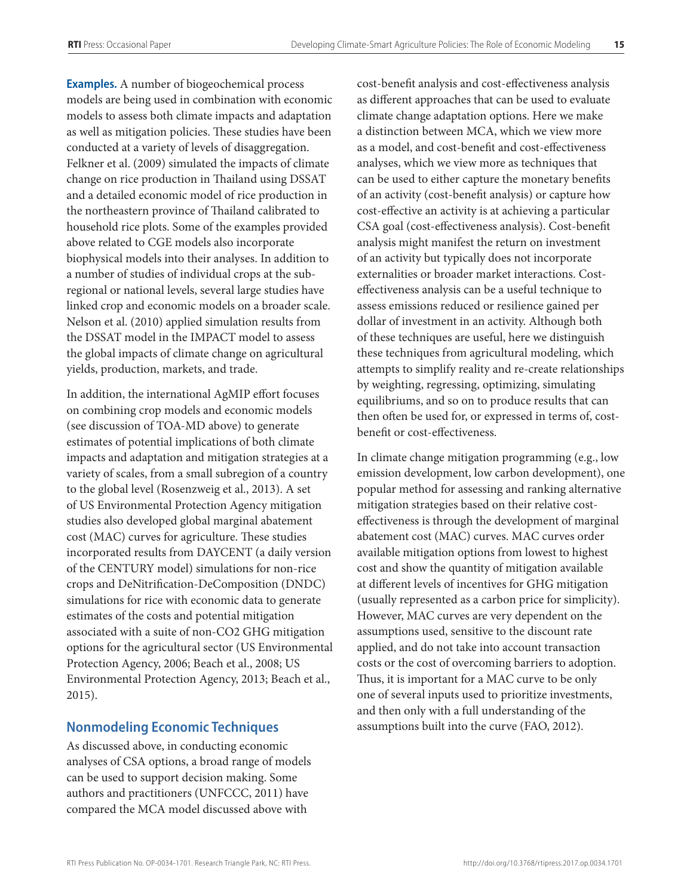**Examples.** A number of biogeochemical process models are being used in combination with economic models to assess both climate impacts and adaptation as well as mitigation policies. These studies have been conducted at a variety of levels of disaggregation. Felkner et al. (2009) simulated the impacts of climate change on rice production in Thailand using DSSAT and a detailed economic model of rice production in the northeastern province of Thailand calibrated to household rice plots. Some of the examples provided above related to CGE models also incorporate biophysical models into their analyses. In addition to a number of studies of individual crops at the sub-regional or national levels, several large studies have linked crop and economic models on a broader scale. Nelson et al. (2010) applied simulation results from the DSSAT model in the IMPACT model to assess the global impacts of climate change on agricultural yields, production, markets, and trade.

In addition, the international AgMIP effort focuses on combining crop models and economic models (see discussion of TOA-MD above) to generate estimates of potential implications of both climate impacts and adaptation and mitigation strategies at a variety of scales, from a small subregion of a country to the global level (Rosenzweig et al., 2013). A set of US Environmental Protection Agency mitigation studies also developed global marginal abatement cost (MAC) curves for agriculture. These studies incorporated results from DAYCENT (a daily version of the CENTURY model) simulations for non-rice crops and DeNitrification-DeComposition (DNDC) simulations for rice with economic data to generate estimates of the costs and potential mitigation associated with a suite of non-CO2 GHG mitigation options for the agricultural sector (US Environmental Protection Agency, 2006; Beach et al., 2008; US Environmental Protection Agency, 2013; Beach et al., 2015).

## Nonmodeling Economic Techniques

As discussed above, in conducting economic analyses of CSA options, a broad range of models can be used to support decision making. Some authors and practitioners (UNFCCC, 2011) have compared the MCA model discussed above with cost-benefit analysis and cost-effectiveness analysis as different approaches that can be used to evaluate climate change adaptation options. Here we make a distinction between MCA, which we view more as a model, and cost-benefit and cost-effectiveness analyses, which we view more as techniques that can be used to either capture the monetary benefits of an activity (cost-benefit analysis) or capture how cost-effective an activity is at achieving a particular CSA goal (cost-effectiveness analysis). Cost-benefit analysis might manifest the return on investment of an activity but typically does not incorporate externalities or broader market interactions. Cost-effectiveness analysis can be a useful technique to assess emissions reduced or resilience gained per dollar of investment in an activity. Although both of these techniques are useful, here we distinguish these techniques from agricultural modeling, which attempts to simplify reality and re-create relationships by weighting, regressing, optimizing, simulating equilibriums, and so on to produce results that can then often be used for, or expressed in terms of, cost-benefit or cost-effectiveness.

In climate change mitigation programming (e.g., low emission development, low carbon development), one popular method for assessing and ranking alternative mitigation strategies based on their relative cost-effectiveness is through the development of marginal abatement cost (MAC) curves. MAC curves order available mitigation options from lowest to highest cost and show the quantity of mitigation available at different levels of incentives for GHG mitigation (usually represented as a carbon price for simplicity). However, MAC curves are very dependent on the assumptions used, sensitive to the discount rate applied, and do not take into account transaction costs or the cost of overcoming barriers to adoption. Thus, it is important for a MAC curve to be only one of several inputs used to prioritize investments, and then only with a full understanding of the assumptions built into the curve (FAO, 2012).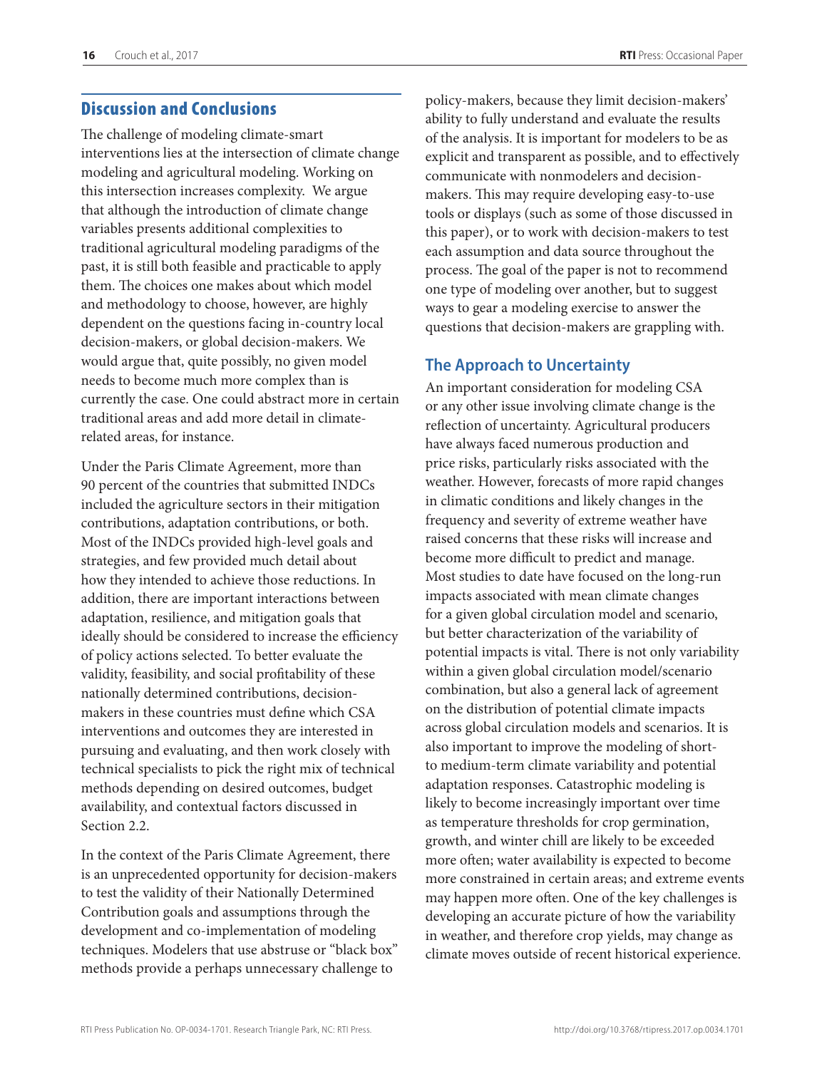## Discussion and Conclusions

The challenge of modeling climate-smart interventions lies at the intersection of climate change modeling and agricultural modeling. Working on this intersection increases complexity. We argue that although the introduction of climate change variables presents additional complexities to traditional agricultural modeling paradigms of the past, it is still both feasible and practicable to apply them. The choices one makes about which model and methodology to choose, however, are highly dependent on the questions facing in-country local decision-makers, or global decision-makers. We would argue that, quite possibly, no given model needs to become much more complex than is currently the case. One could abstract more in certain traditional areas and add more detail in climate-related areas, for instance.

Under the Paris Climate Agreement, more than 90 percent of the countries that submitted INDCs included the agriculture sectors in their mitigation contributions, adaptation contributions, or both. Most of the INDCs provided high-level goals and strategies, and few provided much detail about how they intended to achieve those reductions. In addition, there are important interactions between adaptation, resilience, and mitigation goals that ideally should be considered to increase the efficiency of policy actions selected. To better evaluate the validity, feasibility, and social profitability of these nationally determined contributions, decision-makers in these countries must define which CSA interventions and outcomes they are interested in pursuing and evaluating, and then work closely with technical specialists to pick the right mix of technical methods depending on desired outcomes, budget availability, and contextual factors discussed in Section 2.2.

In the context of the Paris Climate Agreement, there is an unprecedented opportunity for decision-makers to test the validity of their Nationally Determined Contribution goals and assumptions through the development and co-implementation of modeling techniques. Modelers that use abstruse or "black box" methods provide a perhaps unnecessary challenge to policy-makers, because they limit decision-makers' ability to fully understand and evaluate the results of the analysis. It is important for modelers to be as explicit and transparent as possible, and to effectively communicate with nonmodelers and decision-makers. This may require developing easy-to-use tools or displays (such as some of those discussed in this paper), or to work with decision-makers to test each assumption and data source throughout the process. The goal of the paper is not to recommend one type of modeling over another, but to suggest ways to gear a modeling exercise to answer the questions that decision-makers are grappling with.

### The Approach to Uncertainty

An important consideration for modeling CSA or any other issue involving climate change is the reflection of uncertainty. Agricultural producers have always faced numerous production and price risks, particularly risks associated with the weather. However, forecasts of more rapid changes in climatic conditions and likely changes in the frequency and severity of extreme weather have raised concerns that these risks will increase and become more difficult to predict and manage. Most studies to date have focused on the long-run impacts associated with mean climate changes for a given global circulation model and scenario, but better characterization of the variability of potential impacts is vital. There is not only variability within a given global circulation model/scenario combination, but also a general lack of agreement on the distribution of potential climate impacts across global circulation models and scenarios. It is also important to improve the modeling of short- to medium-term climate variability and potential adaptation responses. Catastrophic modeling is likely to become increasingly important over time as temperature thresholds for crop germination, growth, and winter chill are likely to be exceeded more often; water availability is expected to become more constrained in certain areas; and extreme events may happen more often. One of the key challenges is developing an accurate picture of how the variability in weather, and therefore crop yields, may change as climate moves outside of recent historical experience.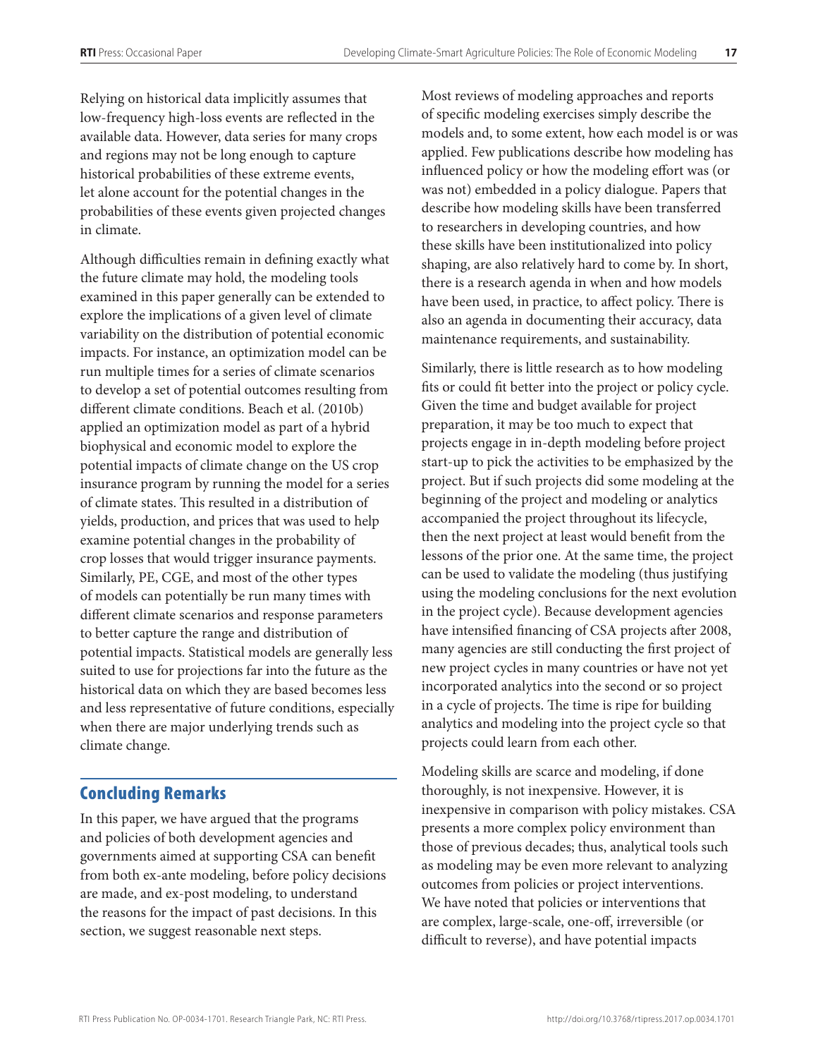Relying on historical data implicitly assumes that low-frequency high-loss events are reflected in the available data. However, data series for many crops and regions may not be long enough to capture historical probabilities of these extreme events, let alone account for the potential changes in the probabilities of these events given projected changes in climate.

Although difficulties remain in defining exactly what the future climate may hold, the modeling tools examined in this paper generally can be extended to explore the implications of a given level of climate variability on the distribution of potential economic impacts. For instance, an optimization model can be run multiple times for a series of climate scenarios to develop a set of potential outcomes resulting from different climate conditions. Beach et al. (2010b) applied an optimization model as part of a hybrid biophysical and economic model to explore the potential impacts of climate change on the US crop insurance program by running the model for a series of climate states. This resulted in a distribution of yields, production, and prices that was used to help examine potential changes in the probability of crop losses that would trigger insurance payments. Similarly, PE, CGE, and most of the other types of models can potentially be run many times with different climate scenarios and response parameters to better capture the range and distribution of potential impacts. Statistical models are generally less suited to use for projections far into the future as the historical data on which they are based becomes less and less representative of future conditions, especially when there are major underlying trends such as climate change.

## Concluding Remarks

In this paper, we have argued that the programs and policies of both development agencies and governments aimed at supporting CSA can benefit from both ex-ante modeling, before policy decisions are made, and ex-post modeling, to understand the reasons for the impact of past decisions. In this section, we suggest reasonable next steps.

Most reviews of modeling approaches and reports of specific modeling exercises simply describe the models and, to some extent, how each model is or was applied. Few publications describe how modeling has influenced policy or how the modeling effort was (or was not) embedded in a policy dialogue. Papers that describe how modeling skills have been transferred to researchers in developing countries, and how these skills have been institutionalized into policy shaping, are also relatively hard to come by. In short, there is a research agenda in when and how models have been used, in practice, to affect policy. There is also an agenda in documenting their accuracy, data maintenance requirements, and sustainability.

Similarly, there is little research as to how modeling fits or could fit better into the project or policy cycle. Given the time and budget available for project preparation, it may be too much to expect that projects engage in in-depth modeling before project start-up to pick the activities to be emphasized by the project. But if such projects did some modeling at the beginning of the project and modeling or analytics accompanied the project throughout its lifecycle, then the next project at least would benefit from the lessons of the prior one. At the same time, the project can be used to validate the modeling (thus justifying using the modeling conclusions for the next evolution in the project cycle). Because development agencies have intensified financing of CSA projects after 2008, many agencies are still conducting the first project of new project cycles in many countries or have not yet incorporated analytics into the second or so project in a cycle of projects. The time is ripe for building analytics and modeling into the project cycle so that projects could learn from each other.

Modeling skills are scarce and modeling, if done thoroughly, is not inexpensive. However, it is inexpensive in comparison with policy mistakes. CSA presents a more complex policy environment than those of previous decades; thus, analytical tools such as modeling may be even more relevant to analyzing outcomes from policies or project interventions. We have noted that policies or interventions that are complex, large-scale, one-off, irreversible (or difficult to reverse), and have potential impacts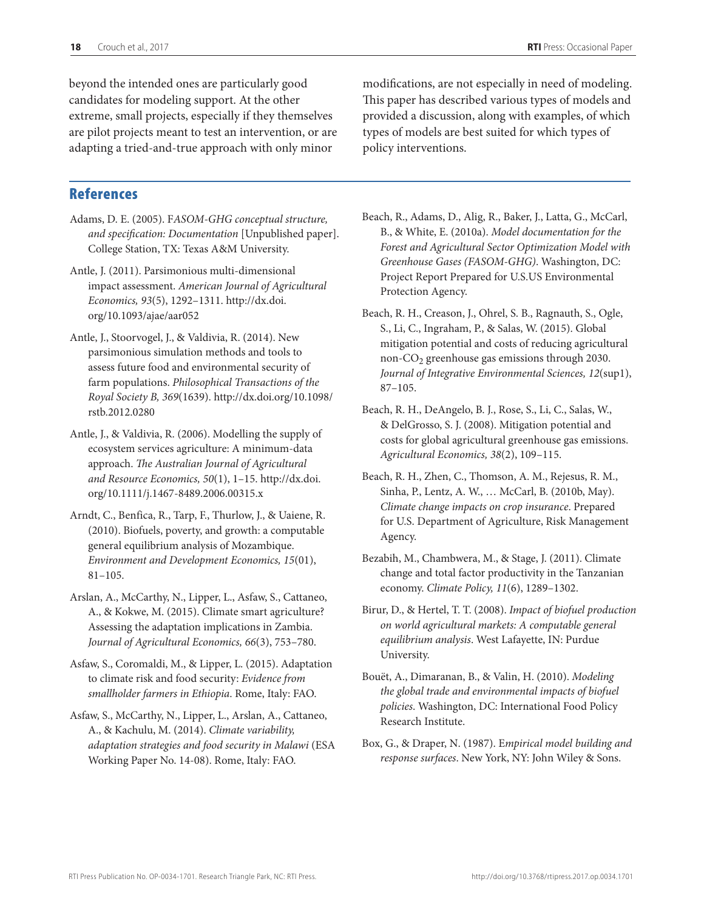beyond the intended ones are particularly good candidates for modeling support. At the other extreme, small projects, especially if they themselves are pilot projects meant to test an intervention, or are adapting a tried-and-true approach with only minor modifications, are not especially in need of modeling. This paper has described various types of models and provided a discussion, along with examples, of which types of models are best suited for which types of policy interventions.

## References

Adams, D. E. (2005). F*ASOM-GHG conceptual structure, and specification: Documentation* [Unpublished paper]. College Station, TX: Texas A&M University.

Antle, J. (2011). Parsimonious multi-dimensional impact assessment. *American Journal of Agricultural Economics, 93*(5), 1292–1311. http://dx.doi.org/10.1093/ajae/aar052

Antle, J., Stoorvogel, J., & Valdivia, R. (2014). New parsimonious simulation methods and tools to assess future food and environmental security of farm populations. *Philosophical Transactions of the Royal Society B, 369*(1639). http://dx.doi.org/10.1098/rstb.2012.0280

Antle, J., & Valdivia, R. (2006). Modelling the supply of ecosystem services agriculture: A minimum-data approach. *The Australian Journal of Agricultural and Resource Economics, 50*(1), 1–15. http://dx.doi.org/10.1111/j.1467-8489.2006.00315.x

Arndt, C., Benfica, R., Tarp, F., Thurlow, J., & Uaiene, R. (2010). Biofuels, poverty, and growth: a computable general equilibrium analysis of Mozambique. *Environment and Development Economics, 15*(01), 81–105.

Arslan, A., McCarthy, N., Lipper, L., Asfaw, S., Cattaneo, A., & Kokwe, M. (2015). Climate smart agriculture? Assessing the adaptation implications in Zambia. *Journal of Agricultural Economics, 66*(3), 753–780.

Asfaw, S., Coromaldi, M., & Lipper, L. (2015). Adaptation to climate risk and food security: *Evidence from smallholder farmers in Ethiopia*. Rome, Italy: FAO.

Asfaw, S., McCarthy, N., Lipper, L., Arslan, A., Cattaneo, A., & Kachulu, M. (2014). *Climate variability, adaptation strategies and food security in Malawi* (ESA Working Paper No. 14-08). Rome, Italy: FAO.

Beach, R., Adams, D., Alig, R., Baker, J., Latta, G., McCarl, B., & White, E. (2010a). *Model documentation for the Forest and Agricultural Sector Optimization Model with Greenhouse Gases (FASOM-GHG)*. Washington, DC: Project Report Prepared for U.S.US Environmental Protection Agency.

Beach, R. H., Creason, J., Ohrel, S. B., Ragnauth, S., Ogle, S., Li, C., Ingraham, P., & Salas, W. (2015). Global mitigation potential and costs of reducing agricultural non-$CO_2$ greenhouse gas emissions through 2030. *Journal of Integrative Environmental Sciences, 12*(sup1), 87–105.

Beach, R. H., DeAngelo, B. J., Rose, S., Li, C., Salas, W., & DelGrosso, S. J. (2008). Mitigation potential and costs for global agricultural greenhouse gas emissions. *Agricultural Economics, 38*(2), 109–115.

Beach, R. H., Zhen, C., Thomson, A. M., Rejesus, R. M., Sinha, P., Lentz, A. W., … McCarl, B. (2010b, May). *Climate change impacts on crop insurance*. Prepared for U.S. Department of Agriculture, Risk Management Agency.

Bezabih, M., Chambwera, M., & Stage, J. (2011). Climate change and total factor productivity in the Tanzanian economy. *Climate Policy, 11*(6), 1289–1302.

Birur, D., & Hertel, T. T. (2008). *Impact of biofuel production on world agricultural markets: A computable general equilibrium analysis*. West Lafayette, IN: Purdue University.

Bouët, A., Dimaranan, B., & Valin, H. (2010). *Modeling the global trade and environmental impacts of biofuel policies*. Washington, DC: International Food Policy Research Institute.

Box, G., & Draper, N. (1987). E*mpirical model building and response surfaces*. New York, NY: John Wiley & Sons.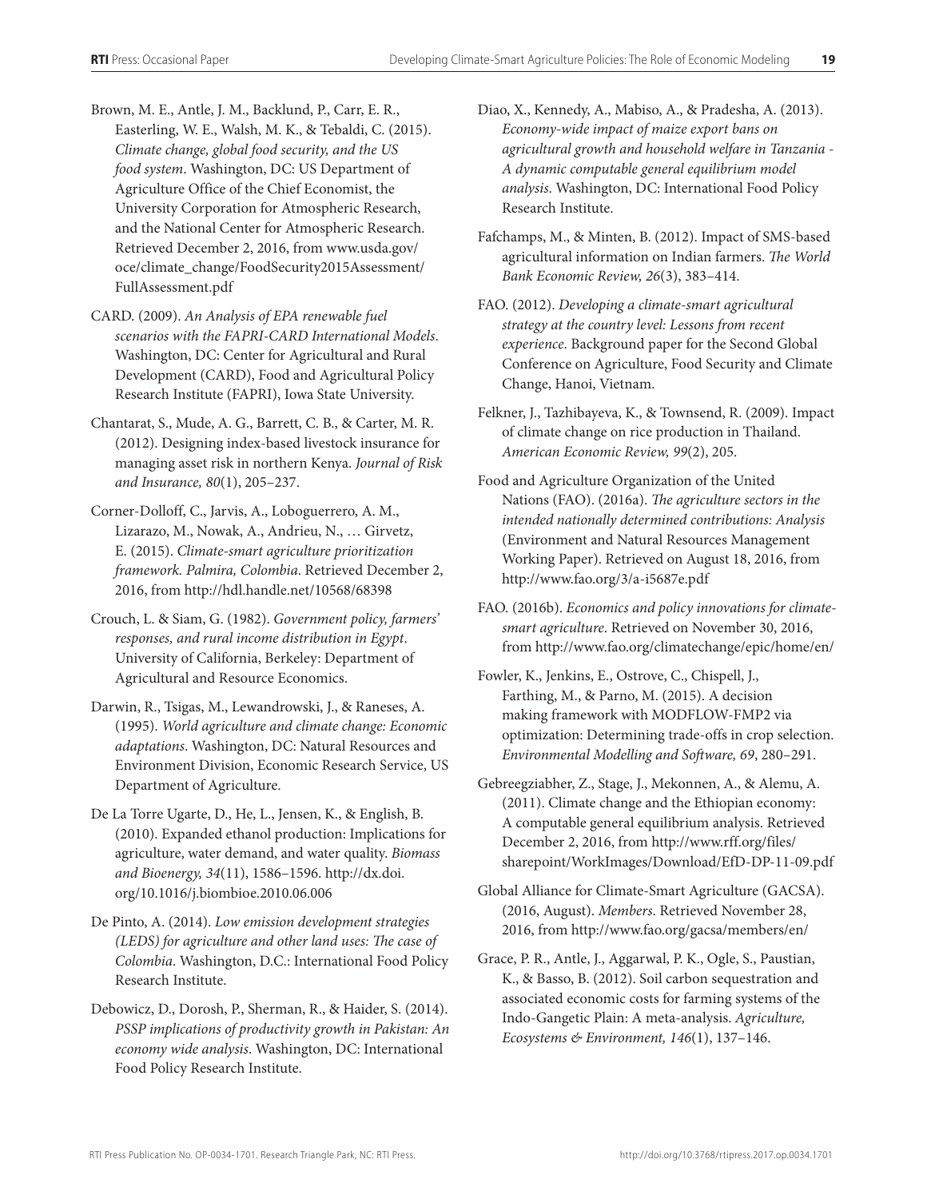Brown, M. E., Antle, J. M., Backlund, P., Carr, E. R., Easterling, W. E., Walsh, M. K., & Tebaldi, C. (2015). *Climate change, global food security, and the US food system*. Washington, DC: US Department of Agriculture Office of the Chief Economist, the University Corporation for Atmospheric Research, and the National Center for Atmospheric Research. Retrieved December 2, 2016, from www.usda.gov/oce/climate_change/FoodSecurity2015Assessment/FullAssessment.pdf

CARD. (2009). *An Analysis of EPA renewable fuel scenarios with the FAPRI-CARD International Models*. Washington, DC: Center for Agricultural and Rural Development (CARD), Food and Agricultural Policy Research Institute (FAPRI), Iowa State University.

Chantarat, S., Mude, A. G., Barrett, C. B., & Carter, M. R. (2012). Designing index-based livestock insurance for managing asset risk in northern Kenya. *Journal of Risk and Insurance, 80*(1), 205–237.

Corner-Dolloff, C., Jarvis, A., Loboguerrero, A. M., Lizarazo, M., Nowak, A., Andrieu, N., … Girvetz, E. (2015). *Climate-smart agriculture prioritization framework. Palmira, Colombia*. Retrieved December 2, 2016, from http://hdl.handle.net/10568/68398

Crouch, L. & Siam, G. (1982). *Government policy, farmers' responses, and rural income distribution in Egypt*. University of California, Berkeley: Department of Agricultural and Resource Economics.

Darwin, R., Tsigas, M., Lewandrowski, J., & Raneses, A. (1995). *World agriculture and climate change: Economic adaptations*. Washington, DC: Natural Resources and Environment Division, Economic Research Service, US Department of Agriculture.

De La Torre Ugarte, D., He, L., Jensen, K., & English, B. (2010). Expanded ethanol production: Implications for agriculture, water demand, and water quality. *Biomass and Bioenergy, 34*(11), 1586–1596. http://dx.doi.org/10.1016/j.biombioe.2010.06.006

De Pinto, A. (2014). *Low emission development strategies (LEDS) for agriculture and other land uses: The case of Colombia*. Washington, D.C.: International Food Policy Research Institute.

Debowicz, D., Dorosh, P., Sherman, R., & Haider, S. (2014). *PSSP implications of productivity growth in Pakistan: An economy wide analysis*. Washington, DC: International Food Policy Research Institute.

Diao, X., Kennedy, A., Mabiso, A., & Pradesha, A. (2013). *Economy-wide impact of maize export bans on agricultural growth and household welfare in Tanzania - A dynamic computable general equilibrium model analysis*. Washington, DC: International Food Policy Research Institute.

Fafchamps, M., & Minten, B. (2012). Impact of SMS-based agricultural information on Indian farmers. *The World Bank Economic Review, 26*(3), 383–414.

FAO. (2012). *Developing a climate-smart agricultural strategy at the country level: Lessons from recent experience*. Background paper for the Second Global Conference on Agriculture, Food Security and Climate Change, Hanoi, Vietnam.

Felkner, J., Tazhibayeva, K., & Townsend, R. (2009). Impact of climate change on rice production in Thailand. *American Economic Review, 99*(2), 205.

Food and Agriculture Organization of the United Nations (FAO). (2016a). *The agriculture sectors in the intended nationally determined contributions: Analysis* (Environment and Natural Resources Management Working Paper). Retrieved on August 18, 2016, from http://www.fao.org/3/a-i5687e.pdf

FAO. (2016b). *Economics and policy innovations for climate-smart agriculture*. Retrieved on November 30, 2016, from http://www.fao.org/climatechange/epic/home/en/

Fowler, K., Jenkins, E., Ostrove, C., Chispell, J., Farthing, M., & Parno, M. (2015). A decision making framework with MODFLOW-FMP2 via optimization: Determining trade-offs in crop selection. *Environmental Modelling and Software, 69*, 280–291.

Gebreegziabher, Z., Stage, J., Mekonnen, A., & Alemu, A. (2011). Climate change and the Ethiopian economy: A computable general equilibrium analysis. Retrieved December 2, 2016, from http://www.rff.org/files/sharepoint/WorkImages/Download/EfD-DP-11-09.pdf

Global Alliance for Climate-Smart Agriculture (GACSA). (2016, August). *Members*. Retrieved November 28, 2016, from http://www.fao.org/gacsa/members/en/

Grace, P. R., Antle, J., Aggarwal, P. K., Ogle, S., Paustian, K., & Basso, B. (2012). Soil carbon sequestration and associated economic costs for farming systems of the Indo-Gangetic Plain: A meta-analysis. *Agriculture, Ecosystems & Environment, 146*(1), 137–146.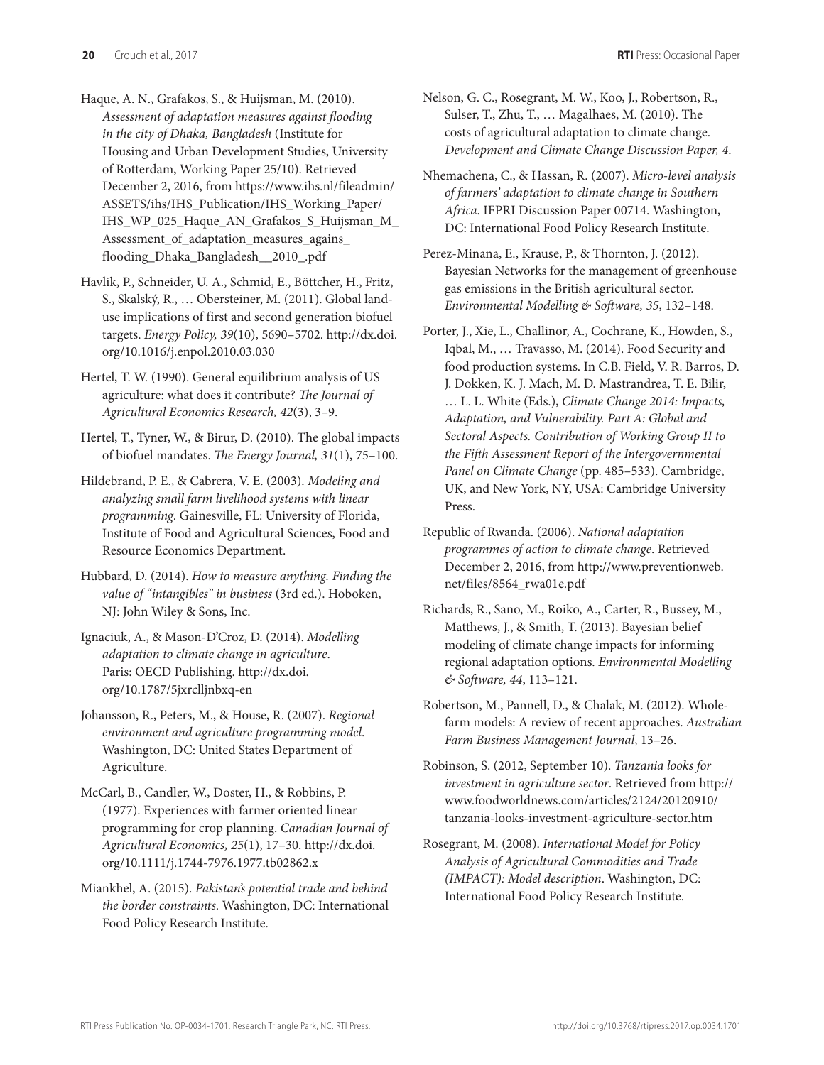Haque, A. N., Grafakos, S., & Huijsman, M. (2010). *Assessment of adaptation measures against flooding in the city of Dhaka, Bangladesh* (Institute for Housing and Urban Development Studies, University of Rotterdam, Working Paper 25/10). Retrieved December 2, 2016, from https://www.ihs.nl/fileadmin/ASSETS/ihs/IHS_Publication/IHS_Working_Paper/IHS_WP_025_Haque_AN_Grafakos_S_Huijsman_M_Assessment_of_adaptation_measures_agains_flooding_Dhaka_Bangladesh__2010_.pdf

Havlik, P., Schneider, U. A., Schmid, E., Böttcher, H., Fritz, S., Skalský, R., … Obersteiner, M. (2011). Global land-use implications of first and second generation biofuel targets. *Energy Policy, 39*(10), 5690–5702. http://dx.doi.org/10.1016/j.enpol.2010.03.030

Hertel, T. W. (1990). General equilibrium analysis of US agriculture: what does it contribute? *The Journal of Agricultural Economics Research, 42*(3), 3–9.

Hertel, T., Tyner, W., & Birur, D. (2010). The global impacts of biofuel mandates. *The Energy Journal, 31*(1), 75–100.

Hildebrand, P. E., & Cabrera, V. E. (2003). *Modeling and analyzing small farm livelihood systems with linear programming*. Gainesville, FL: University of Florida, Institute of Food and Agricultural Sciences, Food and Resource Economics Department.

Hubbard, D. (2014). *How to measure anything. Finding the value of "intangibles" in business* (3rd ed.). Hoboken, NJ: John Wiley & Sons, Inc.

Ignaciuk, A., & Mason-D'Croz, D. (2014). *Modelling adaptation to climate change in agriculture*. Paris: OECD Publishing. http://dx.doi.org/10.1787/5jxrclljnbxq-en

Johansson, R., Peters, M., & House, R. (2007). *Regional environment and agriculture programming model*. Washington, DC: United States Department of Agriculture.

McCarl, B., Candler, W., Doster, H., & Robbins, P. (1977). Experiences with farmer oriented linear programming for crop planning. *Canadian Journal of Agricultural Economics, 25*(1), 17–30. http://dx.doi.org/10.1111/j.1744-7976.1977.tb02862.x

Miankhel, A. (2015). *Pakistan's potential trade and behind the border constraints*. Washington, DC: International Food Policy Research Institute.

Nelson, G. C., Rosegrant, M. W., Koo, J., Robertson, R., Sulser, T., Zhu, T., … Magalhaes, M. (2010). The costs of agricultural adaptation to climate change. *Development and Climate Change Discussion Paper, 4*.

Nhemachena, C., & Hassan, R. (2007). *Micro-level analysis of farmers' adaptation to climate change in Southern Africa*. IFPRI Discussion Paper 00714. Washington, DC: International Food Policy Research Institute.

Perez-Minana, E., Krause, P., & Thornton, J. (2012). Bayesian Networks for the management of greenhouse gas emissions in the British agricultural sector. *Environmental Modelling & Software, 35*, 132–148.

Porter, J., Xie, L., Challinor, A., Cochrane, K., Howden, S., Iqbal, M., … Travasso, M. (2014). Food Security and food production systems. In C.B. Field, V. R. Barros, D. J. Dokken, K. J. Mach, M. D. Mastrandrea, T. E. Bilir, … L. L. White (Eds.), *Climate Change 2014: Impacts, Adaptation, and Vulnerability. Part A: Global and Sectoral Aspects. Contribution of Working Group II to the Fifth Assessment Report of the Intergovernmental Panel on Climate Change* (pp. 485–533). Cambridge, UK, and New York, NY, USA: Cambridge University Press.

Republic of Rwanda. (2006). *National adaptation programmes of action to climate change*. Retrieved December 2, 2016, from http://www.preventionweb.net/files/8564_rwa01e.pdf

Richards, R., Sano, M., Roiko, A., Carter, R., Bussey, M., Matthews, J., & Smith, T. (2013). Bayesian belief modeling of climate change impacts for informing regional adaptation options. *Environmental Modelling & Software, 44*, 113–121.

Robertson, M., Pannell, D., & Chalak, M. (2012). Whole-farm models: A review of recent approaches. *Australian Farm Business Management Journal*, 13–26.

Robinson, S. (2012, September 10). *Tanzania looks for investment in agriculture sector*. Retrieved from http://www.foodworldnews.com/articles/2124/20120910/tanzania-looks-investment-agriculture-sector.htm

Rosegrant, M. (2008). *International Model for Policy Analysis of Agricultural Commodities and Trade (IMPACT): Model description*. Washington, DC: International Food Policy Research Institute.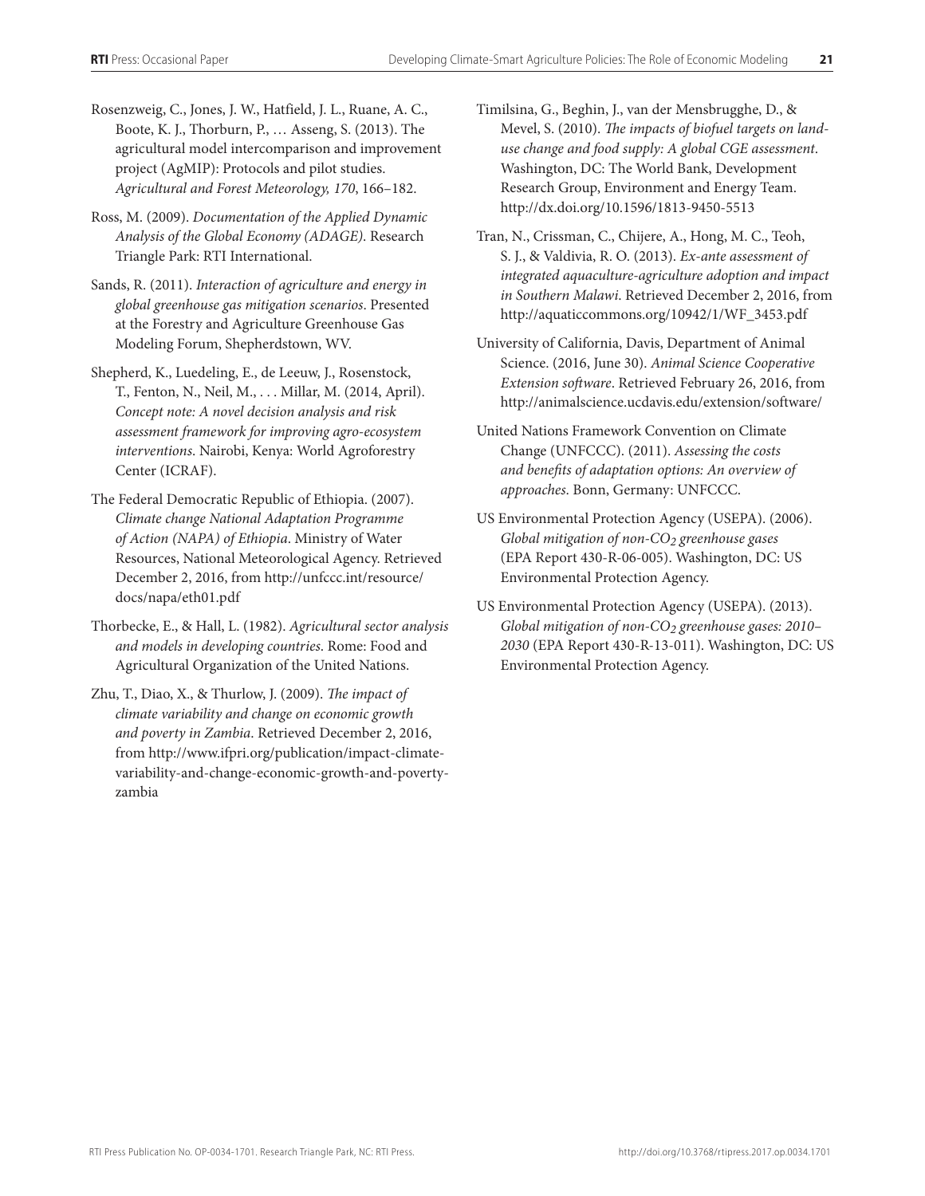Rosenzweig, C., Jones, J. W., Hatfield, J. L., Ruane, A. C., Boote, K. J., Thorburn, P., … Asseng, S. (2013). The agricultural model intercomparison and improvement project (AgMIP): Protocols and pilot studies. *Agricultural and Forest Meteorology, 170*, 166–182.

Ross, M. (2009). *Documentation of the Applied Dynamic Analysis of the Global Economy (ADAGE)*. Research Triangle Park: RTI International.

Sands, R. (2011). *Interaction of agriculture and energy in global greenhouse gas mitigation scenarios*. Presented at the Forestry and Agriculture Greenhouse Gas Modeling Forum, Shepherdstown, WV.

Shepherd, K., Luedeling, E., de Leeuw, J., Rosenstock, T., Fenton, N., Neil, M., . . . Millar, M. (2014, April). *Concept note: A novel decision analysis and risk assessment framework for improving agro-ecosystem interventions*. Nairobi, Kenya: World Agroforestry Center (ICRAF).

The Federal Democratic Republic of Ethiopia. (2007). *Climate change National Adaptation Programme of Action (NAPA) of Ethiopia*. Ministry of Water Resources, National Meteorological Agency. Retrieved December 2, 2016, from http://unfccc.int/resource/docs/napa/eth01.pdf

Thorbecke, E., & Hall, L. (1982). *Agricultural sector analysis and models in developing countries*. Rome: Food and Agricultural Organization of the United Nations.

Zhu, T., Diao, X., & Thurlow, J. (2009). *The impact of climate variability and change on economic growth and poverty in Zambia*. Retrieved December 2, 2016, from http://www.ifpri.org/publication/impact-climate-variability-and-change-economic-growth-and-poverty-zambia

Timilsina, G., Beghin, J., van der Mensbrugghe, D., & Mevel, S. (2010). *The impacts of biofuel targets on land-use change and food supply: A global CGE assessment*. Washington, DC: The World Bank, Development Research Group, Environment and Energy Team. http://dx.doi.org/10.1596/1813-9450-5513

Tran, N., Crissman, C., Chijere, A., Hong, M. C., Teoh, S. J., & Valdivia, R. O. (2013). *Ex-ante assessment of integrated aquaculture-agriculture adoption and impact in Southern Malawi*. Retrieved December 2, 2016, from http://aquaticcommons.org/10942/1/WF_3453.pdf

University of California, Davis, Department of Animal Science. (2016, June 30). *Animal Science Cooperative Extension software*. Retrieved February 26, 2016, from http://animalscience.ucdavis.edu/extension/software/

United Nations Framework Convention on Climate Change (UNFCCC). (2011). *Assessing the costs and benefits of adaptation options: An overview of approaches*. Bonn, Germany: UNFCCC.

US Environmental Protection Agency (USEPA). (2006). *Global mitigation of non-$CO_2$ greenhouse gases* (EPA Report 430-R-06-005). Washington, DC: US Environmental Protection Agency.

US Environmental Protection Agency (USEPA). (2013). *Global mitigation of non-$CO_2$ greenhouse gases: 2010–2030* (EPA Report 430-R-13-011). Washington, DC: US Environmental Protection Agency.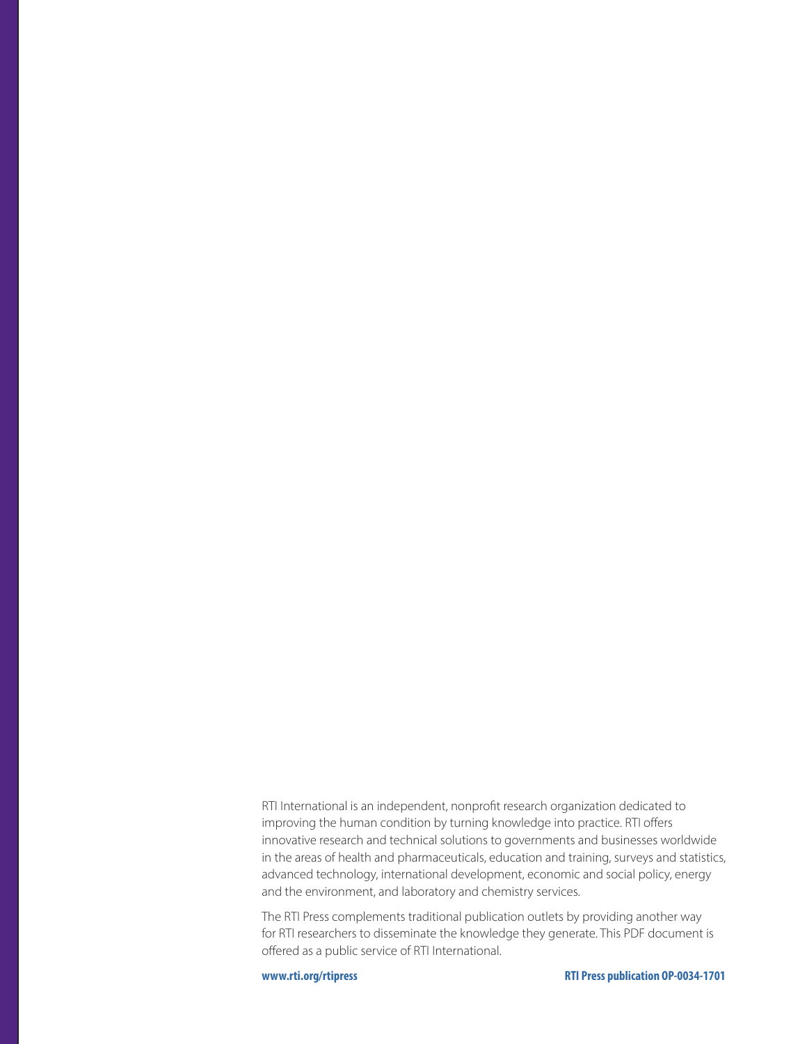RTI International is an independent, nonprofit research organization dedicated to improving the human condition by turning knowledge into practice. RTI offers innovative research and technical solutions to governments and businesses worldwide in the areas of health and pharmaceuticals, education and training, surveys and statistics, advanced technology, international development, economic and social policy, energy and the environment, and laboratory and chemistry services.

The RTI Press complements traditional publication outlets by providing another way for RTI researchers to disseminate the knowledge they generate. This PDF document is offered as a public service of RTI International.

**www.rti.org/rtipress**

**RTI Press publication OP-0034-1701**